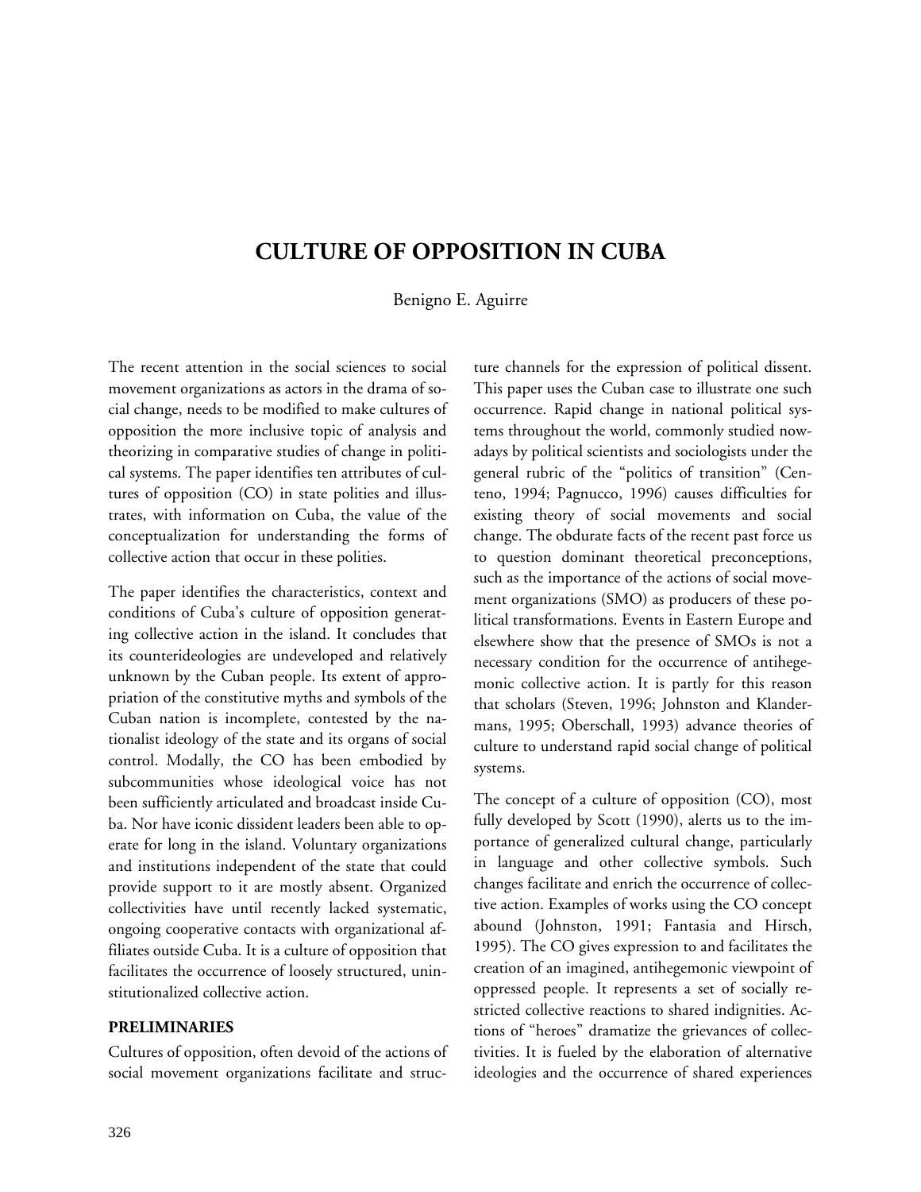# CULTURE OF OPPOSITION IN CUBA

Benigno E. Aguirre

The recent attention in the social sciences to social movement organizations as actors in the drama of social change, needs to be modified to make cultures of opposition the more inclusive topic of analysis and theorizing in comparative studies of change in political systems. The paper identifies ten attributes of cultures of opposition (CO) in state polities and illustrates, with information on Cuba, the value of the conceptualization for understanding the forms of collective action that occur in these polities.

The paper identifies the characteristics, context and conditions of Cuba's culture of opposition generating collective action in the island. It concludes that its counterideologies are undeveloped and relatively unknown by the Cuban people. Its extent of appropriation of the constitutive myths and symbols of the Cuban nation is incomplete, contested by the nationalist ideology of the state and its organs of social control. Modally, the CO has been embodied by subcommunities whose ideological voice has not been sufficiently articulated and broadcast inside Cuba. Nor have iconic dissident leaders been able to operate for long in the island. Voluntary organizations and institutions independent of the state that could provide support to it are mostly absent. Organized collectivities have until recently lacked systematic, ongoing cooperative contacts with organizational affiliates outside Cuba. It is a culture of opposition that facilitates the occurrence of loosely structured, uninstitutionalized collective action.

## PRELIMINARIES

Cultures of opposition, often devoid of the actions of social movement organizations facilitate and structure channels for the expression of political dissent. This paper uses the Cuban case to illustrate one such occurrence. Rapid change in national political systems throughout the world, commonly studied nowadays by political scientists and sociologists under the general rubric of the "politics of transition" (Centeno, 1994; Pagnucco, 1996) causes difficulties for existing theory of social movements and social change. The obdurate facts of the recent past force us to question dominant theoretical preconceptions, such as the importance of the actions of social movement organizations (SMO) as producers of these political transformations. Events in Eastern Europe and elsewhere show that the presence of SMOs is not a necessary condition for the occurrence of antihegemonic collective action. It is partly for this reason that scholars (Steven, 1996; Johnston and Klandermans, 1995; Oberschall, 1993) advance theories of culture to understand rapid social change of political systems.

The concept of a culture of opposition (CO), most fully developed by Scott (1990), alerts us to the importance of generalized cultural change, particularly in language and other collective symbols. Such changes facilitate and enrich the occurrence of collective action. Examples of works using the CO concept abound (Johnston, 1991; Fantasia and Hirsch, 1995). The CO gives expression to and facilitates the creation of an imagined, antihegemonic viewpoint of oppressed people. It represents a set of socially restricted collective reactions to shared indignities. Actions of "heroes" dramatize the grievances of collectivities. It is fueled by the elaboration of alternative ideologies and the occurrence of shared experiences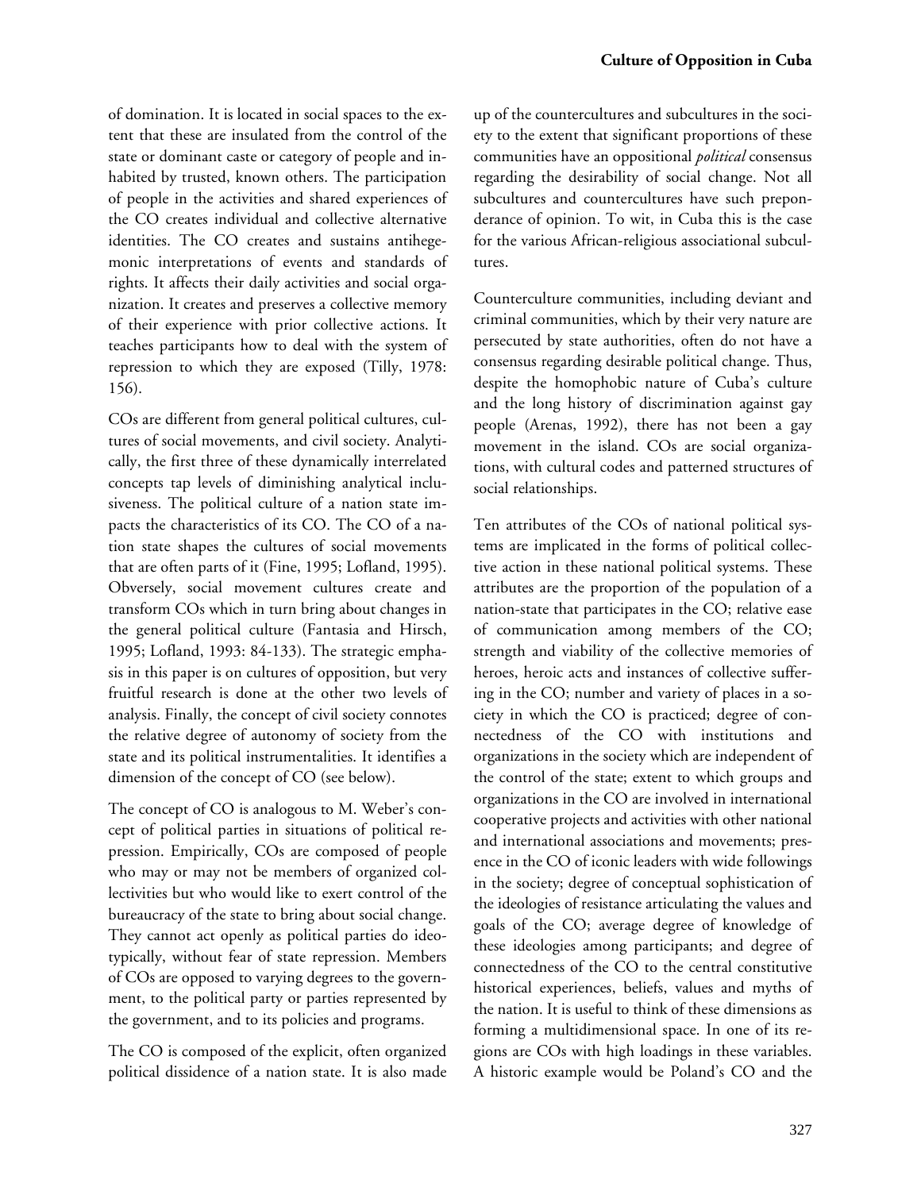of domination. It is located in social spaces to the extent that these are insulated from the control of the state or dominant caste or category of people and inhabited by trusted, known others. The participation of people in the activities and shared experiences of the CO creates individual and collective alternative identities. The CO creates and sustains antihegemonic interpretations of events and standards of rights. It affects their daily activities and social organization. It creates and preserves a collective memory of their experience with prior collective actions. It teaches participants how to deal with the system of repression to which they are exposed (Tilly, 1978: 156).

COs are different from general political cultures, cultures of social movements, and civil society. Analytically, the first three of these dynamically interrelated concepts tap levels of diminishing analytical inclusiveness. The political culture of a nation state impacts the characteristics of its CO. The CO of a nation state shapes the cultures of social movements that are often parts of it (Fine, 1995; Lofland, 1995). Obversely, social movement cultures create and transform COs which in turn bring about changes in the general political culture (Fantasia and Hirsch, 1995; Lofland, 1993: 84-133). The strategic emphasis in this paper is on cultures of opposition, but very fruitful research is done at the other two levels of analysis. Finally, the concept of civil society connotes the relative degree of autonomy of society from the state and its political instrumentalities. It identifies a dimension of the concept of CO (see below).

The concept of CO is analogous to M. Weber's concept of political parties in situations of political repression. Empirically, COs are composed of people who may or may not be members of organized collectivities but who would like to exert control of the bureaucracy of the state to bring about social change. They cannot act openly as political parties do ideotypically, without fear of state repression. Members of COs are opposed to varying degrees to the government, to the political party or parties represented by the government, and to its policies and programs.

The CO is composed of the explicit, often organized political dissidence of a nation state. It is also made up of the countercultures and subcultures in the society to the extent that significant proportions of these communities have an oppositional *political* consensus regarding the desirability of social change. Not all subcultures and countercultures have such preponderance of opinion. To wit, in Cuba this is the case for the various African-religious associational subcultures.

Counterculture communities, including deviant and criminal communities, which by their very nature are persecuted by state authorities, often do not have a consensus regarding desirable political change. Thus, despite the homophobic nature of Cuba's culture and the long history of discrimination against gay people (Arenas, 1992), there has not been a gay movement in the island. COs are social organizations, with cultural codes and patterned structures of social relationships.

Ten attributes of the COs of national political systems are implicated in the forms of political collective action in these national political systems. These attributes are the proportion of the population of a nation-state that participates in the CO; relative ease of communication among members of the CO; strength and viability of the collective memories of heroes, heroic acts and instances of collective suffering in the CO; number and variety of places in a society in which the CO is practiced; degree of connectedness of the CO with institutions and organizations in the society which are independent of the control of the state; extent to which groups and organizations in the CO are involved in international cooperative projects and activities with other national and international associations and movements; presence in the CO of iconic leaders with wide followings in the society; degree of conceptual sophistication of the ideologies of resistance articulating the values and goals of the CO; average degree of knowledge of these ideologies among participants; and degree of connectedness of the CO to the central constitutive historical experiences, beliefs, values and myths of the nation. It is useful to think of these dimensions as forming a multidimensional space. In one of its regions are COs with high loadings in these variables. A historic example would be Poland's CO and the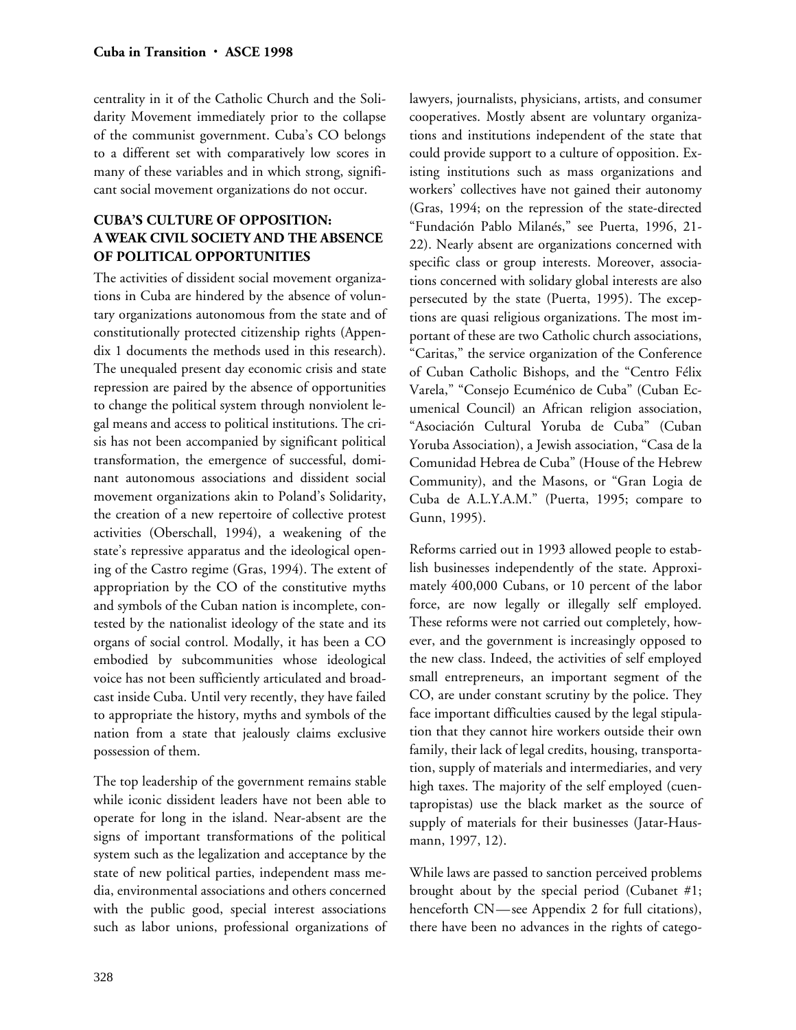centrality in it of the Catholic Church and the Solidarity Movement immediately prior to the collapse of the communist government. Cuba's CO belongs to a different set with comparatively low scores in many of these variables and in which strong, significant social movement organizations do not occur.

## CUBA'S CULTURE OF OPPOSITION: A WEAK CIVIL SOCIETY AND THE ABSENCE OF POLITICAL OPPORTUNITIES

The activities of dissident social movement organizations in Cuba are hindered by the absence of voluntary organizations autonomous from the state and of constitutionally protected citizenship rights (Appendix 1 documents the methods used in this research). The unequaled present day economic crisis and state repression are paired by the absence of opportunities to change the political system through nonviolent legal means and access to political institutions. The crisis has not been accompanied by significant political transformation, the emergence of successful, dominant autonomous associations and dissident social movement organizations akin to Poland's Solidarity, the creation of a new repertoire of collective protest activities (Oberschall, 1994), a weakening of the state's repressive apparatus and the ideological opening of the Castro regime (Gras, 1994). The extent of appropriation by the CO of the constitutive myths and symbols of the Cuban nation is incomplete, contested by the nationalist ideology of the state and its organs of social control. Modally, it has been a CO embodied by subcommunities whose ideological voice has not been sufficiently articulated and broadcast inside Cuba. Until very recently, they have failed to appropriate the history, myths and symbols of the nation from a state that jealously claims exclusive possession of them.

The top leadership of the government remains stable while iconic dissident leaders have not been able to operate for long in the island. Near-absent are the signs of important transformations of the political system such as the legalization and acceptance by the state of new political parties, independent mass media, environmental associations and others concerned with the public good, special interest associations such as labor unions, professional organizations of lawyers, journalists, physicians, artists, and consumer cooperatives. Mostly absent are voluntary organizations and institutions independent of the state that could provide support to a culture of opposition. Existing institutions such as mass organizations and workers' collectives have not gained their autonomy (Gras, 1994; on the repression of the state-directed "Fundación Pablo Milanés," see Puerta, 1996, 21-22). Nearly absent are organizations concerned with specific class or group interests. Moreover, associations concerned with solidary global interests are also persecuted by the state (Puerta, 1995). The exceptions are quasi religious organizations. The most important of these are two Catholic church associations, "Caritas," the service organization of the Conference of Cuban Catholic Bishops, and the "Centro Félix Varela," "Consejo Ecuménico de Cuba" (Cuban Ecumenical Council) an African religion association, "Asociación Cultural Yoruba de Cuba" (Cuban Yoruba Association), a Jewish association, "Casa de la Comunidad Hebrea de Cuba" (House of the Hebrew Community), and the Masons, or "Gran Logia de Cuba de A.L.Y.A.M." (Puerta, 1995; compare to Gunn, 1995).

Reforms carried out in 1993 allowed people to establish businesses independently of the state. Approximately 400,000 Cubans, or 10 percent of the labor force, are now legally or illegally self employed. These reforms were not carried out completely, however, and the government is increasingly opposed to the new class. Indeed, the activities of self employed small entrepreneurs, an important segment of the CO, are under constant scrutiny by the police. They face important difficulties caused by the legal stipulation that they cannot hire workers outside their own family, their lack of legal credits, housing, transportation, supply of materials and intermediaries, and very high taxes. The majority of the self employed (cuentapropistas) use the black market as the source of supply of materials for their businesses (Jatar-Hausmann, 1997, 12).

While laws are passed to sanction perceived problems brought about by the special period (Cubanet #1; henceforth CN—see Appendix 2 for full citations), there have been no advances in the rights of catego-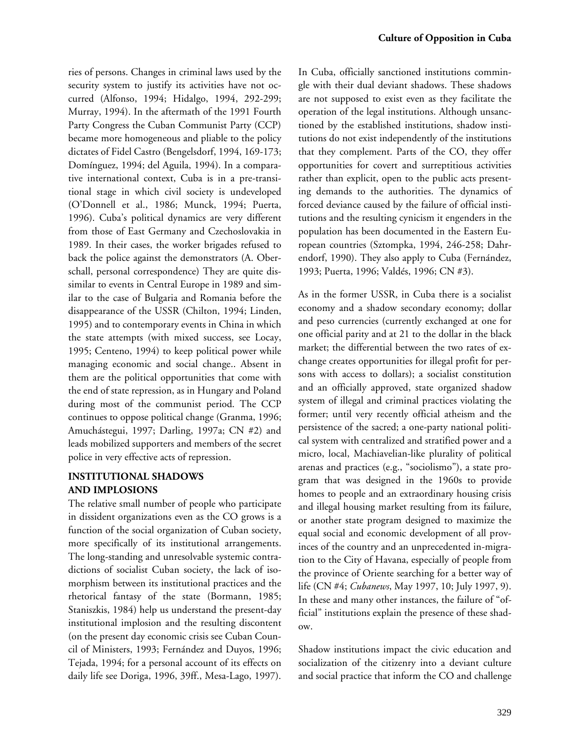ries of persons. Changes in criminal laws used by the security system to justify its activities have not occurred (Alfonso, 1994; Hidalgo, 1994, 292-299; Murray, 1994). In the aftermath of the 1991 Fourth Party Congress the Cuban Communist Party (CCP) became more homogeneous and pliable to the policy dictates of Fidel Castro (Bengelsdorf, 1994, 169-173; Domínguez, 1994; del Aguila, 1994). In a comparative international context, Cuba is in a pre-transitional stage in which civil society is undeveloped (O'Donnell et al., 1986; Munck, 1994; Puerta, 1996). Cuba's political dynamics are very different from those of East Germany and Czechoslovakia in 1989. In their cases, the worker brigades refused to back the police against the demonstrators (A. Oberschall, personal correspondence) They are quite dissimilar to events in Central Europe in 1989 and similar to the case of Bulgaria and Romania before the disappearance of the USSR (Chilton, 1994; Linden, 1995) and to contemporary events in China in which the state attempts (with mixed success, see Locay, 1995; Centeno, 1994) to keep political power while managing economic and social change.. Absent in them are the political opportunities that come with the end of state repression, as in Hungary and Poland during most of the communist period. The CCP continues to oppose political change (Granma, 1996; Amuchástegui, 1997; Darling, 1997a; CN #2) and leads mobilized supporters and members of the secret police in very effective acts of repression.

## INSTITUTIONAL SHADOWS AND IMPLOSIONS

The relative small number of people who participate in dissident organizations even as the CO grows is a function of the social organization of Cuban society, more specifically of its institutional arrangements. The long-standing and unresolvable systemic contradictions of socialist Cuban society, the lack of isomorphism between its institutional practices and the rhetorical fantasy of the state (Bormann, 1985; Staniszkis, 1984) help us understand the present-day institutional implosion and the resulting discontent (on the present day economic crisis see Cuban Council of Ministers, 1993; Fernández and Duyos, 1996; Tejada, 1994; for a personal account of its effects on daily life see Doriga, 1996, 39ff., Mesa-Lago, 1997). In Cuba, officially sanctioned institutions commingle with their dual deviant shadows. These shadows are not supposed to exist even as they facilitate the operation of the legal institutions. Although unsanctioned by the established institutions, shadow institutions do not exist independently of the institutions that they complement. Parts of the CO, they offer opportunities for covert and surreptitious activities rather than explicit, open to the public acts presenting demands to the authorities. The dynamics of forced deviance caused by the failure of official institutions and the resulting cynicism it engenders in the population has been documented in the Eastern European countries (Sztompka, 1994, 246-258; Dahrendorf, 1990). They also apply to Cuba (Fernández, 1993; Puerta, 1996; Valdés, 1996; CN #3).

As in the former USSR, in Cuba there is a socialist economy and a shadow secondary economy; dollar and peso currencies (currently exchanged at one for one official parity and at 21 to the dollar in the black market; the differential between the two rates of exchange creates opportunities for illegal profit for persons with access to dollars); a socialist constitution and an officially approved, state organized shadow system of illegal and criminal practices violating the former; until very recently official atheism and the persistence of the sacred; a one-party national political system with centralized and stratified power and a micro, local, Machiavelian-like plurality of political arenas and practices (e.g., "sociolismo"), a state program that was designed in the 1960s to provide homes to people and an extraordinary housing crisis and illegal housing market resulting from its failure, or another state program designed to maximize the equal social and economic development of all provinces of the country and an unprecedented in-migration to the City of Havana, especially of people from the province of Oriente searching for a better way of life (CN #4; *Cubanews*, May 1997, 10; July 1997, 9). In these and many other instances, the failure of "official" institutions explain the presence of these shadow.

Shadow institutions impact the civic education and socialization of the citizenry into a deviant culture and social practice that inform the CO and challenge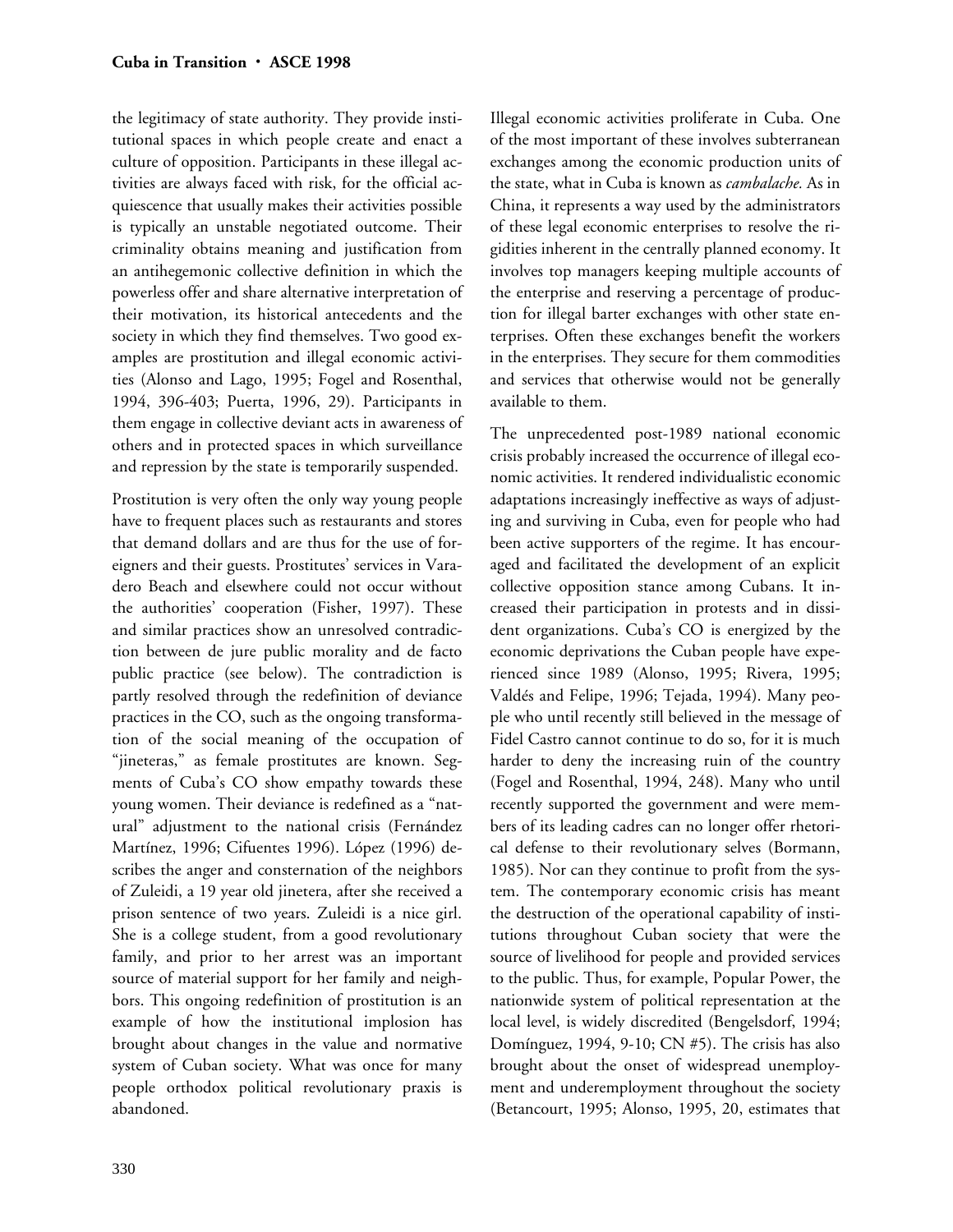the legitimacy of state authority. They provide institutional spaces in which people create and enact a culture of opposition. Participants in these illegal activities are always faced with risk, for the official acquiescence that usually makes their activities possible is typically an unstable negotiated outcome. Their criminality obtains meaning and justification from an antihegemonic collective definition in which the powerless offer and share alternative interpretation of their motivation, its historical antecedents and the society in which they find themselves. Two good examples are prostitution and illegal economic activities (Alonso and Lago, 1995; Fogel and Rosenthal, 1994, 396-403; Puerta, 1996, 29). Participants in them engage in collective deviant acts in awareness of others and in protected spaces in which surveillance and repression by the state is temporarily suspended.

Prostitution is very often the only way young people have to frequent places such as restaurants and stores that demand dollars and are thus for the use of foreigners and their guests. Prostitutes' services in Varadero Beach and elsewhere could not occur without the authorities' cooperation (Fisher, 1997). These and similar practices show an unresolved contradiction between de jure public morality and de facto public practice (see below). The contradiction is partly resolved through the redefinition of deviance practices in the CO, such as the ongoing transformation of the social meaning of the occupation of "jineteras," as female prostitutes are known. Segments of Cuba's CO show empathy towards these young women. Their deviance is redefined as a "natural" adjustment to the national crisis (Fernández Martínez, 1996; Cifuentes 1996). López (1996) describes the anger and consternation of the neighbors of Zuleidi, a 19 year old jinetera, after she received a prison sentence of two years. Zuleidi is a nice girl. She is a college student, from a good revolutionary family, and prior to her arrest was an important source of material support for her family and neighbors. This ongoing redefinition of prostitution is an example of how the institutional implosion has brought about changes in the value and normative system of Cuban society. What was once for many people orthodox political revolutionary praxis is abandoned.

Illegal economic activities proliferate in Cuba. One of the most important of these involves subterranean exchanges among the economic production units of the state, what in Cuba is known as *cambalache.* As in China, it represents a way used by the administrators of these legal economic enterprises to resolve the rigidities inherent in the centrally planned economy. It involves top managers keeping multiple accounts of the enterprise and reserving a percentage of production for illegal barter exchanges with other state enterprises. Often these exchanges benefit the workers in the enterprises. They secure for them commodities and services that otherwise would not be generally available to them.

The unprecedented post-1989 national economic crisis probably increased the occurrence of illegal economic activities. It rendered individualistic economic adaptations increasingly ineffective as ways of adjusting and surviving in Cuba, even for people who had been active supporters of the regime. It has encouraged and facilitated the development of an explicit collective opposition stance among Cubans. It increased their participation in protests and in dissident organizations. Cuba's CO is energized by the economic deprivations the Cuban people have experienced since 1989 (Alonso, 1995; Rivera, 1995; Valdés and Felipe, 1996; Tejada, 1994). Many people who until recently still believed in the message of Fidel Castro cannot continue to do so, for it is much harder to deny the increasing ruin of the country (Fogel and Rosenthal, 1994, 248). Many who until recently supported the government and were members of its leading cadres can no longer offer rhetorical defense to their revolutionary selves (Bormann, 1985). Nor can they continue to profit from the system. The contemporary economic crisis has meant the destruction of the operational capability of institutions throughout Cuban society that were the source of livelihood for people and provided services to the public. Thus, for example, Popular Power, the nationwide system of political representation at the local level, is widely discredited (Bengelsdorf, 1994; Domínguez, 1994, 9-10; CN #5). The crisis has also brought about the onset of widespread unemployment and underemployment throughout the society (Betancourt, 1995; Alonso, 1995, 20, estimates that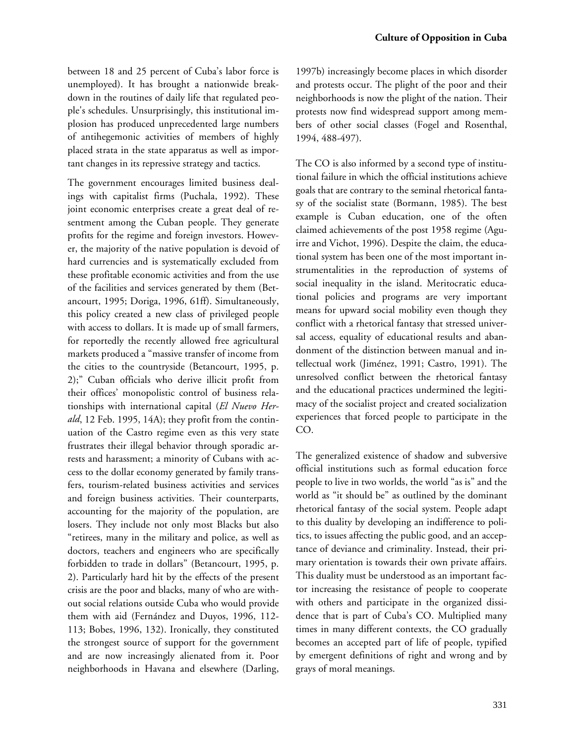between 18 and 25 percent of Cuba's labor force is unemployed). It has brought a nationwide breakdown in the routines of daily life that regulated people's schedules. Unsurprisingly, this institutional implosion has produced unprecedented large numbers of antihegemonic activities of members of highly placed strata in the state apparatus as well as important changes in its repressive strategy and tactics.

The government encourages limited business dealings with capitalist firms (Puchala, 1992). These joint economic enterprises create a great deal of resentment among the Cuban people. They generate profits for the regime and foreign investors. However, the majority of the native population is devoid of hard currencies and is systematically excluded from these profitable economic activities and from the use of the facilities and services generated by them (Betancourt, 1995; Doriga, 1996, 61ff). Simultaneously, this policy created a new class of privileged people with access to dollars. It is made up of small farmers, for reportedly the recently allowed free agricultural markets produced a "massive transfer of income from the cities to the countryside (Betancourt, 1995, p. 2);" Cuban officials who derive illicit profit from their offices' monopolistic control of business relationships with international capital (*El Nuevo Herald*, 12 Feb. 1995, 14A); they profit from the continuation of the Castro regime even as this very state frustrates their illegal behavior through sporadic arrests and harassment; a minority of Cubans with access to the dollar economy generated by family transfers, tourism-related business activities and services and foreign business activities. Their counterparts, accounting for the majority of the population, are losers. They include not only most Blacks but also "retirees, many in the military and police, as well as doctors, teachers and engineers who are specifically forbidden to trade in dollars" (Betancourt, 1995, p. 2). Particularly hard hit by the effects of the present crisis are the poor and blacks, many of who are without social relations outside Cuba who would provide them with aid (Fernández and Duyos, 1996, 112-113; Bobes, 1996, 132). Ironically, they constituted the strongest source of support for the government and are now increasingly alienated from it. Poor neighborhoods in Havana and elsewhere (Darling, 1997b) increasingly become places in which disorder and protests occur. The plight of the poor and their neighborhoods is now the plight of the nation. Their protests now find widespread support among members of other social classes (Fogel and Rosenthal, 1994, 488-497).

The CO is also informed by a second type of institutional failure in which the official institutions achieve goals that are contrary to the seminal rhetorical fantasy of the socialist state (Bormann, 1985). The best example is Cuban education, one of the often claimed achievements of the post 1958 regime (Aguirre and Vichot, 1996). Despite the claim, the educational system has been one of the most important instrumentalities in the reproduction of systems of social inequality in the island. Meritocratic educational policies and programs are very important means for upward social mobility even though they conflict with a rhetorical fantasy that stressed universal access, equality of educational results and abandonment of the distinction between manual and intellectual work (Jiménez, 1991; Castro, 1991). The unresolved conflict between the rhetorical fantasy and the educational practices undermined the legitimacy of the socialist project and created socialization experiences that forced people to participate in the CO.

The generalized existence of shadow and subversive official institutions such as formal education force people to live in two worlds, the world "as is" and the world as "it should be" as outlined by the dominant rhetorical fantasy of the social system. People adapt to this duality by developing an indifference to politics, to issues affecting the public good, and an acceptance of deviance and criminality. Instead, their primary orientation is towards their own private affairs. This duality must be understood as an important factor increasing the resistance of people to cooperate with others and participate in the organized dissidence that is part of Cuba's CO. Multiplied many times in many different contexts, the CO gradually becomes an accepted part of life of people, typified by emergent definitions of right and wrong and by grays of moral meanings.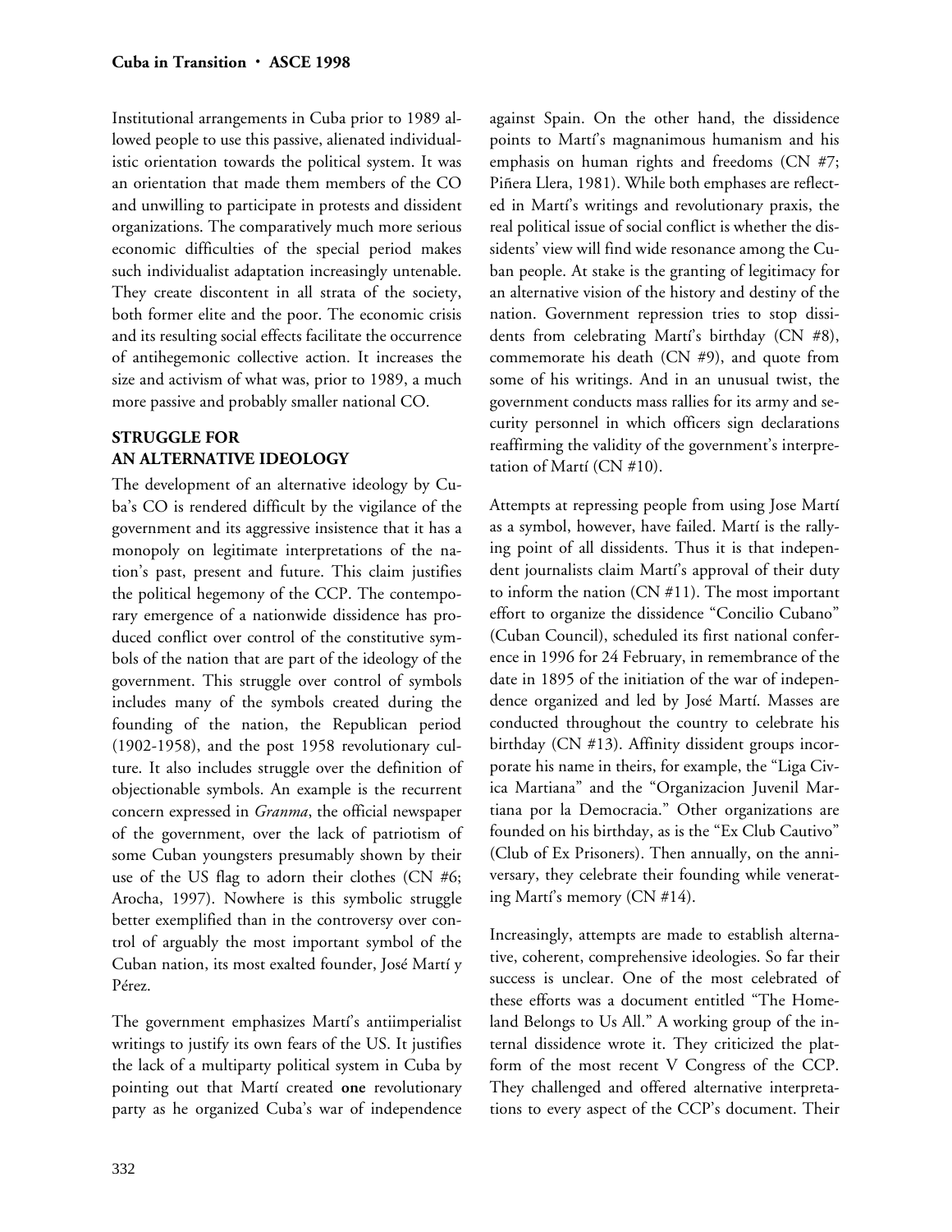Institutional arrangements in Cuba prior to 1989 allowed people to use this passive, alienated individualistic orientation towards the political system. It was an orientation that made them members of the CO and unwilling to participate in protests and dissident organizations. The comparatively much more serious economic difficulties of the special period makes such individualist adaptation increasingly untenable. They create discontent in all strata of the society, both former elite and the poor. The economic crisis and its resulting social effects facilitate the occurrence of antihegemonic collective action. It increases the size and activism of what was, prior to 1989, a much more passive and probably smaller national CO.

## STRUGGLE FOR AN ALTERNATIVE IDEOLOGY

The development of an alternative ideology by Cuba's CO is rendered difficult by the vigilance of the government and its aggressive insistence that it has a monopoly on legitimate interpretations of the nation's past, present and future. This claim justifies the political hegemony of the CCP. The contemporary emergence of a nationwide dissidence has produced conflict over control of the constitutive symbols of the nation that are part of the ideology of the government. This struggle over control of symbols includes many of the symbols created during the founding of the nation, the Republican period (1902-1958), and the post 1958 revolutionary culture. It also includes struggle over the definition of objectionable symbols. An example is the recurrent concern expressed in *Granma*, the official newspaper of the government, over the lack of patriotism of some Cuban youngsters presumably shown by their use of the US flag to adorn their clothes (CN #6; Arocha, 1997). Nowhere is this symbolic struggle better exemplified than in the controversy over control of arguably the most important symbol of the Cuban nation, its most exalted founder, José Martí y Pérez.

The government emphasizes Martí's antiimperialist writings to justify its own fears of the US. It justifies the lack of a multiparty political system in Cuba by pointing out that Martí created **one** revolutionary party as he organized Cuba's war of independence against Spain. On the other hand, the dissidence points to Martí's magnanimous humanism and his emphasis on human rights and freedoms (CN #7; Piñera Llera, 1981). While both emphases are reflected in Martí's writings and revolutionary praxis, the real political issue of social conflict is whether the dissidents' view will find wide resonance among the Cuban people. At stake is the granting of legitimacy for an alternative vision of the history and destiny of the nation. Government repression tries to stop dissidents from celebrating Martí's birthday (CN #8), commemorate his death (CN #9), and quote from some of his writings. And in an unusual twist, the government conducts mass rallies for its army and security personnel in which officers sign declarations reaffirming the validity of the government's interpretation of Martí (CN #10).

Attempts at repressing people from using Jose Martí as a symbol, however, have failed. Martí is the rallying point of all dissidents. Thus it is that independent journalists claim Martí's approval of their duty to inform the nation (CN #11). The most important effort to organize the dissidence "Concilio Cubano" (Cuban Council), scheduled its first national conference in 1996 for 24 February, in remembrance of the date in 1895 of the initiation of the war of independence organized and led by José Martí. Masses are conducted throughout the country to celebrate his birthday (CN #13). Affinity dissident groups incorporate his name in theirs, for example, the "Liga Civica Martiana" and the "Organizacion Juvenil Martiana por la Democracia." Other organizations are founded on his birthday, as is the "Ex Club Cautivo" (Club of Ex Prisoners). Then annually, on the anniversary, they celebrate their founding while venerating Martí's memory (CN #14).

Increasingly, attempts are made to establish alternative, coherent, comprehensive ideologies. So far their success is unclear. One of the most celebrated of these efforts was a document entitled "The Homeland Belongs to Us All." A working group of the internal dissidence wrote it. They criticized the platform of the most recent V Congress of the CCP. They challenged and offered alternative interpretations to every aspect of the CCP's document. Their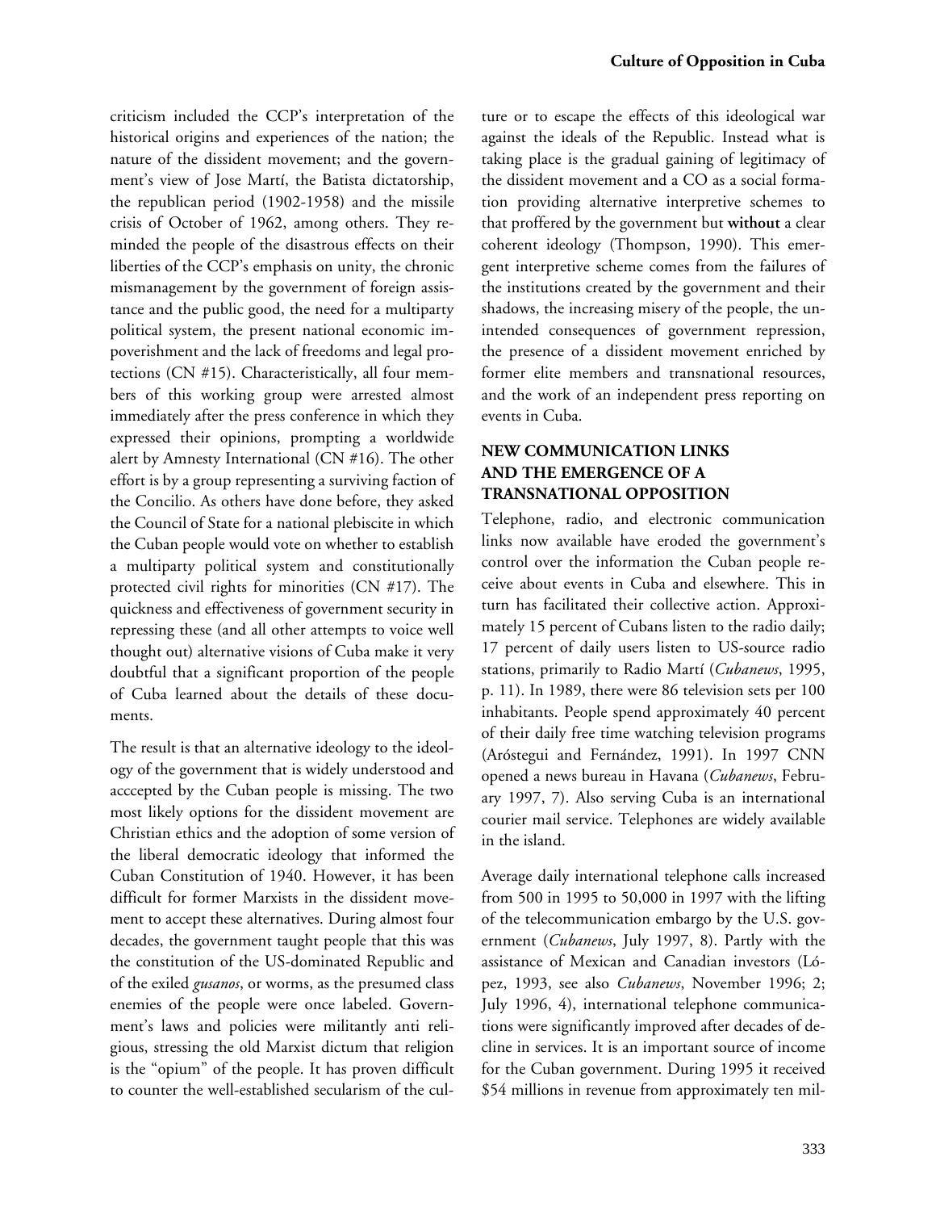criticism included the CCP's interpretation of the historical origins and experiences of the nation; the nature of the dissident movement; and the government's view of Jose Martí, the Batista dictatorship, the republican period (1902-1958) and the missile crisis of October of 1962, among others. They reminded the people of the disastrous effects on their liberties of the CCP's emphasis on unity, the chronic mismanagement by the government of foreign assistance and the public good, the need for a multiparty political system, the present national economic impoverishment and the lack of freedoms and legal protections (CN #15). Characteristically, all four members of this working group were arrested almost immediately after the press conference in which they expressed their opinions, prompting a worldwide alert by Amnesty International (CN #16). The other effort is by a group representing a surviving faction of the Concilio. As others have done before, they asked the Council of State for a national plebiscite in which the Cuban people would vote on whether to establish a multiparty political system and constitutionally protected civil rights for minorities (CN #17). The quickness and effectiveness of government security in repressing these (and all other attempts to voice well thought out) alternative visions of Cuba make it very doubtful that a significant proportion of the people of Cuba learned about the details of these documents.

The result is that an alternative ideology to the ideology of the government that is widely understood and acccepted by the Cuban people is missing. The two most likely options for the dissident movement are Christian ethics and the adoption of some version of the liberal democratic ideology that informed the Cuban Constitution of 1940. However, it has been difficult for former Marxists in the dissident movement to accept these alternatives. During almost four decades, the government taught people that this was the constitution of the US-dominated Republic and of the exiled *gusanos*, or worms, as the presumed class enemies of the people were once labeled. Government's laws and policies were militantly anti religious, stressing the old Marxist dictum that religion is the "opium" of the people. It has proven difficult to counter the well-established secularism of the culture or to escape the effects of this ideological war against the ideals of the Republic. Instead what is taking place is the gradual gaining of legitimacy of the dissident movement and a CO as a social formation providing alternative interpretive schemes to that proffered by the government but **without** a clear coherent ideology (Thompson, 1990). This emergent interpretive scheme comes from the failures of the institutions created by the government and their shadows, the increasing misery of the people, the unintended consequences of government repression, the presence of a dissident movement enriched by former elite members and transnational resources, and the work of an independent press reporting on events in Cuba.

## NEW COMMUNICATION LINKS AND THE EMERGENCE OF A TRANSNATIONAL OPPOSITION

Telephone, radio, and electronic communication links now available have eroded the government's control over the information the Cuban people receive about events in Cuba and elsewhere. This in turn has facilitated their collective action. Approximately 15 percent of Cubans listen to the radio daily; 17 percent of daily users listen to US-source radio stations, primarily to Radio Martí (*Cubanews*, 1995, p. 11). In 1989, there were 86 television sets per 100 inhabitants. People spend approximately 40 percent of their daily free time watching television programs (Aróstegui and Fernández, 1991). In 1997 CNN opened a news bureau in Havana (*Cubanews*, February 1997, 7). Also serving Cuba is an international courier mail service. Telephones are widely available in the island.

Average daily international telephone calls increased from 500 in 1995 to 50,000 in 1997 with the lifting of the telecommunication embargo by the U.S. government (*Cubanews*, July 1997, 8). Partly with the assistance of Mexican and Canadian investors (López, 1993, see also *Cubanews*, November 1996; 2; July 1996, 4), international telephone communications were significantly improved after decades of decline in services. It is an important source of income for the Cuban government. During 1995 it received $54 millions in revenue from approximately ten mil-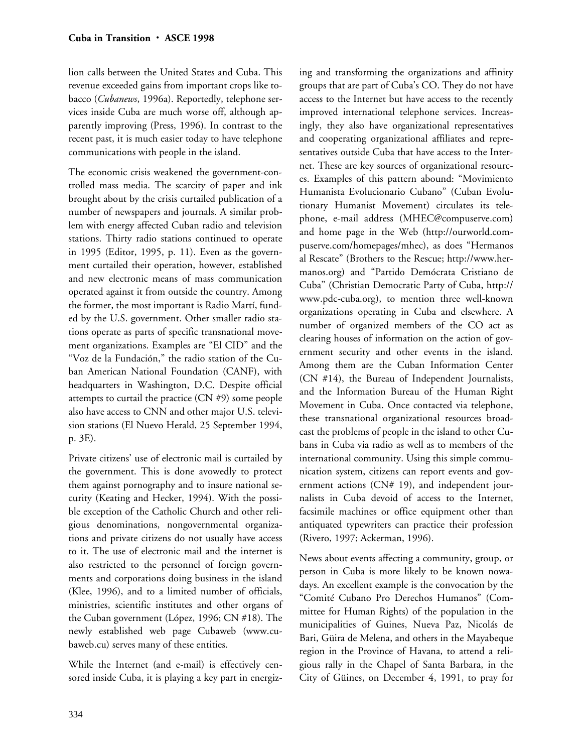lion calls between the United States and Cuba. This revenue exceeded gains from important crops like tobacco (*Cubanews*, 1996a). Reportedly, telephone services inside Cuba are much worse off, although apparently improving (Press, 1996). In contrast to the recent past, it is much easier today to have telephone communications with people in the island.

The economic crisis weakened the government-controlled mass media. The scarcity of paper and ink brought about by the crisis curtailed publication of a number of newspapers and journals. A similar problem with energy affected Cuban radio and television stations. Thirty radio stations continued to operate in 1995 (Editor, 1995, p. 11). Even as the government curtailed their operation, however, established and new electronic means of mass communication operated against it from outside the country. Among the former, the most important is Radio Martí, funded by the U.S. government. Other smaller radio stations operate as parts of specific transnational movement organizations. Examples are "El CID" and the "Voz de la Fundación," the radio station of the Cuban American National Foundation (CANF), with headquarters in Washington, D.C. Despite official attempts to curtail the practice (CN #9) some people also have access to CNN and other major U.S. television stations (El Nuevo Herald, 25 September 1994, p. 3E).

Private citizens' use of electronic mail is curtailed by the government. This is done avowedly to protect them against pornography and to insure national security (Keating and Hecker, 1994). With the possible exception of the Catholic Church and other religious denominations, nongovernmental organizations and private citizens do not usually have access to it. The use of electronic mail and the internet is also restricted to the personnel of foreign governments and corporations doing business in the island (Klee, 1996), and to a limited number of officials, ministries, scientific institutes and other organs of the Cuban government (López, 1996; CN #18). The newly established web page Cubaweb (www.cubaweb.cu) serves many of these entities.

While the Internet (and e-mail) is effectively censored inside Cuba, it is playing a key part in energizing and transforming the organizations and affinity groups that are part of Cuba's CO. They do not have access to the Internet but have access to the recently improved international telephone services. Increasingly, they also have organizational representatives and cooperating organizational affiliates and representatives outside Cuba that have access to the Internet. These are key sources of organizational resources. Examples of this pattern abound: "Movimiento Humanista Evolucionario Cubano" (Cuban Evolutionary Humanist Movement) circulates its telephone, e-mail address (MHEC@compuserve.com) and home page in the Web (http://ourworld.compuserve.com/homepages/mhec), as does "Hermanos al Rescate" (Brothers to the Rescue; http://www.hermanos.org) and "Partido Demócrata Cristiano de Cuba" (Christian Democratic Party of Cuba, http://www.pdc-cuba.org), to mention three well-known organizations operating in Cuba and elsewhere. A number of organized members of the CO act as clearing houses of information on the action of government security and other events in the island. Among them are the Cuban Information Center (CN #14), the Bureau of Independent Journalists, and the Information Bureau of the Human Right Movement in Cuba. Once contacted via telephone, these transnational organizational resources broadcast the problems of people in the island to other Cubans in Cuba via radio as well as to members of the international community. Using this simple communication system, citizens can report events and government actions (CN# 19), and independent journalists in Cuba devoid of access to the Internet, facsimile machines or office equipment other than antiquated typewriters can practice their profession (Rivero, 1997; Ackerman, 1996).

News about events affecting a community, group, or person in Cuba is more likely to be known nowadays. An excellent example is the convocation by the "Comité Cubano Pro Derechos Humanos" (Committee for Human Rights) of the population in the municipalities of Guines, Nueva Paz, Nicolás de Bari, Güira de Melena, and others in the Mayabeque region in the Province of Havana, to attend a religious rally in the Chapel of Santa Barbara, in the City of Güines, on December 4, 1991, to pray for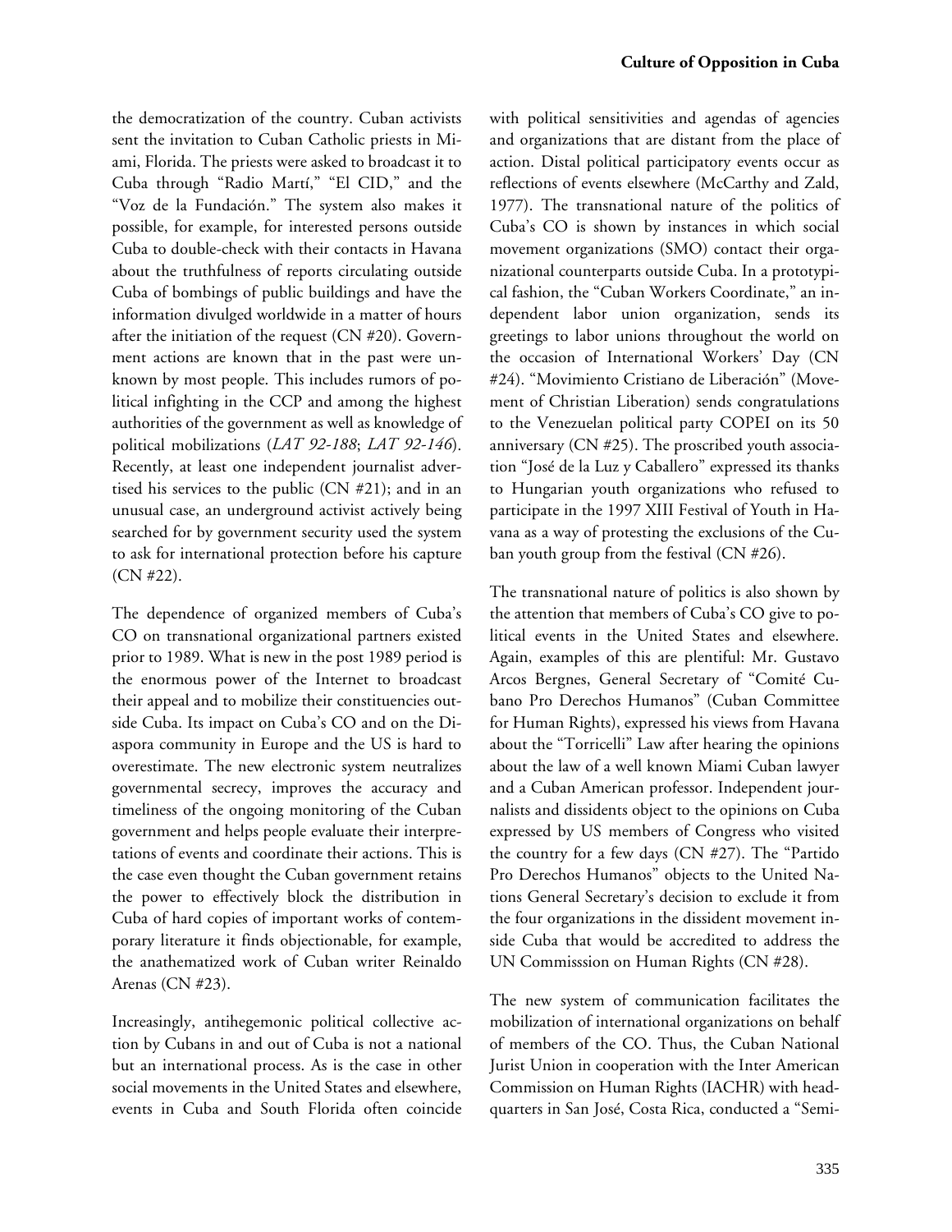the democratization of the country. Cuban activists sent the invitation to Cuban Catholic priests in Miami, Florida. The priests were asked to broadcast it to Cuba through "Radio Martí," "El CID," and the "Voz de la Fundación." The system also makes it possible, for example, for interested persons outside Cuba to double-check with their contacts in Havana about the truthfulness of reports circulating outside Cuba of bombings of public buildings and have the information divulged worldwide in a matter of hours after the initiation of the request (CN #20). Government actions are known that in the past were unknown by most people. This includes rumors of political infighting in the CCP and among the highest authorities of the government as well as knowledge of political mobilizations (*LAT 92-188*; *LAT 92-146*). Recently, at least one independent journalist advertised his services to the public (CN #21); and in an unusual case, an underground activist actively being searched for by government security used the system to ask for international protection before his capture (CN #22).

The dependence of organized members of Cuba's CO on transnational organizational partners existed prior to 1989. What is new in the post 1989 period is the enormous power of the Internet to broadcast their appeal and to mobilize their constituencies outside Cuba. Its impact on Cuba's CO and on the Diaspora community in Europe and the US is hard to overestimate. The new electronic system neutralizes governmental secrecy, improves the accuracy and timeliness of the ongoing monitoring of the Cuban government and helps people evaluate their interpretations of events and coordinate their actions. This is the case even thought the Cuban government retains the power to effectively block the distribution in Cuba of hard copies of important works of contemporary literature it finds objectionable, for example, the anathematized work of Cuban writer Reinaldo Arenas (CN #23).

Increasingly, antihegemonic political collective action by Cubans in and out of Cuba is not a national but an international process. As is the case in other social movements in the United States and elsewhere, events in Cuba and South Florida often coincide with political sensitivities and agendas of agencies and organizations that are distant from the place of action. Distal political participatory events occur as reflections of events elsewhere (McCarthy and Zald, 1977). The transnational nature of the politics of Cuba's CO is shown by instances in which social movement organizations (SMO) contact their organizational counterparts outside Cuba. In a prototypical fashion, the "Cuban Workers Coordinate," an independent labor union organization, sends its greetings to labor unions throughout the world on the occasion of International Workers' Day (CN #24). "Movimiento Cristiano de Liberación" (Movement of Christian Liberation) sends congratulations to the Venezuelan political party COPEI on its 50 anniversary (CN #25). The proscribed youth association "José de la Luz y Caballero" expressed its thanks to Hungarian youth organizations who refused to participate in the 1997 XIII Festival of Youth in Havana as a way of protesting the exclusions of the Cuban youth group from the festival (CN #26).

The transnational nature of politics is also shown by the attention that members of Cuba's CO give to political events in the United States and elsewhere. Again, examples of this are plentiful: Mr. Gustavo Arcos Bergnes, General Secretary of "Comité Cubano Pro Derechos Humanos" (Cuban Committee for Human Rights), expressed his views from Havana about the "Torricelli" Law after hearing the opinions about the law of a well known Miami Cuban lawyer and a Cuban American professor. Independent journalists and dissidents object to the opinions on Cuba expressed by US members of Congress who visited the country for a few days (CN #27). The "Partido Pro Derechos Humanos" objects to the United Nations General Secretary's decision to exclude it from the four organizations in the dissident movement inside Cuba that would be accredited to address the UN Commisssion on Human Rights (CN #28).

The new system of communication facilitates the mobilization of international organizations on behalf of members of the CO. Thus, the Cuban National Jurist Union in cooperation with the Inter American Commission on Human Rights (IACHR) with headquarters in San José, Costa Rica, conducted a "Semi-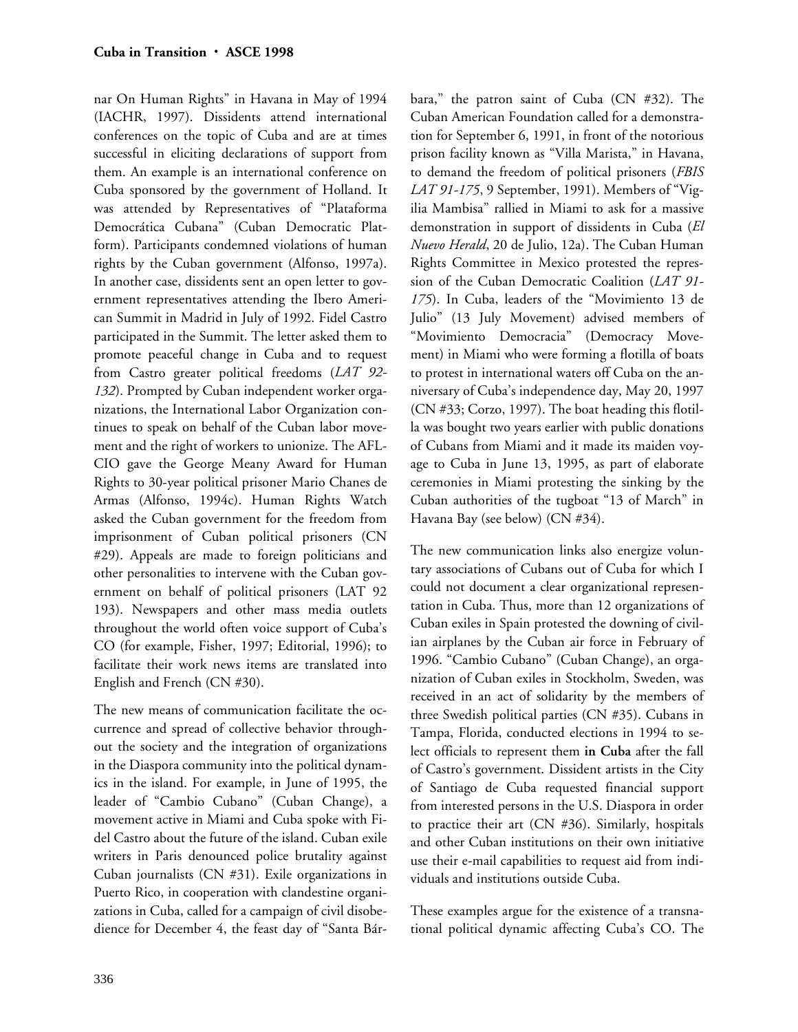nar On Human Rights" in Havana in May of 1994 (IACHR, 1997). Dissidents attend international conferences on the topic of Cuba and are at times successful in eliciting declarations of support from them. An example is an international conference on Cuba sponsored by the government of Holland. It was attended by Representatives of "Plataforma Democrática Cubana" (Cuban Democratic Platform). Participants condemned violations of human rights by the Cuban government (Alfonso, 1997a). In another case, dissidents sent an open letter to government representatives attending the Ibero American Summit in Madrid in July of 1992. Fidel Castro participated in the Summit. The letter asked them to promote peaceful change in Cuba and to request from Castro greater political freedoms (*LAT 92-132*). Prompted by Cuban independent worker organizations, the International Labor Organization continues to speak on behalf of the Cuban labor movement and the right of workers to unionize. The AFL-CIO gave the George Meany Award for Human Rights to 30-year political prisoner Mario Chanes de Armas (Alfonso, 1994c). Human Rights Watch asked the Cuban government for the freedom from imprisonment of Cuban political prisoners (CN #29). Appeals are made to foreign politicians and other personalities to intervene with the Cuban government on behalf of political prisoners (LAT 92 193). Newspapers and other mass media outlets throughout the world often voice support of Cuba's CO (for example, Fisher, 1997; Editorial, 1996); to facilitate their work news items are translated into English and French (CN #30).

The new means of communication facilitate the occurrence and spread of collective behavior throughout the society and the integration of organizations in the Diaspora community into the political dynamics in the island. For example, in June of 1995, the leader of "Cambio Cubano" (Cuban Change), a movement active in Miami and Cuba spoke with Fidel Castro about the future of the island. Cuban exile writers in Paris denounced police brutality against Cuban journalists (CN #31). Exile organizations in Puerto Rico, in cooperation with clandestine organizations in Cuba, called for a campaign of civil disobedience for December 4, the feast day of "Santa Bárbara," the patron saint of Cuba (CN #32). The Cuban American Foundation called for a demonstration for September 6, 1991, in front of the notorious prison facility known as "Villa Marista," in Havana, to demand the freedom of political prisoners (*FBIS LAT 91-175*, 9 September, 1991). Members of "Vigilia Mambisa" rallied in Miami to ask for a massive demonstration in support of dissidents in Cuba (*El Nuevo Herald*, 20 de Julio, 12a). The Cuban Human Rights Committee in Mexico protested the repression of the Cuban Democratic Coalition (*LAT 91-175*). In Cuba, leaders of the "Movimiento 13 de Julio" (13 July Movement) advised members of "Movimiento Democracia" (Democracy Movement) in Miami who were forming a flotilla of boats to protest in international waters off Cuba on the anniversary of Cuba's independence day, May 20, 1997 (CN #33; Corzo, 1997). The boat heading this flotilla was bought two years earlier with public donations of Cubans from Miami and it made its maiden voyage to Cuba in June 13, 1995, as part of elaborate ceremonies in Miami protesting the sinking by the Cuban authorities of the tugboat "13 of March" in Havana Bay (see below) (CN #34).

The new communication links also energize voluntary associations of Cubans out of Cuba for which I could not document a clear organizational representation in Cuba. Thus, more than 12 organizations of Cuban exiles in Spain protested the downing of civilian airplanes by the Cuban air force in February of 1996. "Cambio Cubano" (Cuban Change), an organization of Cuban exiles in Stockholm, Sweden, was received in an act of solidarity by the members of three Swedish political parties (CN #35). Cubans in Tampa, Florida, conducted elections in 1994 to select officials to represent them **in Cuba** after the fall of Castro's government. Dissident artists in the City of Santiago de Cuba requested financial support from interested persons in the U.S. Diaspora in order to practice their art (CN #36). Similarly, hospitals and other Cuban institutions on their own initiative use their e-mail capabilities to request aid from individuals and institutions outside Cuba.

These examples argue for the existence of a transnational political dynamic affecting Cuba's CO. The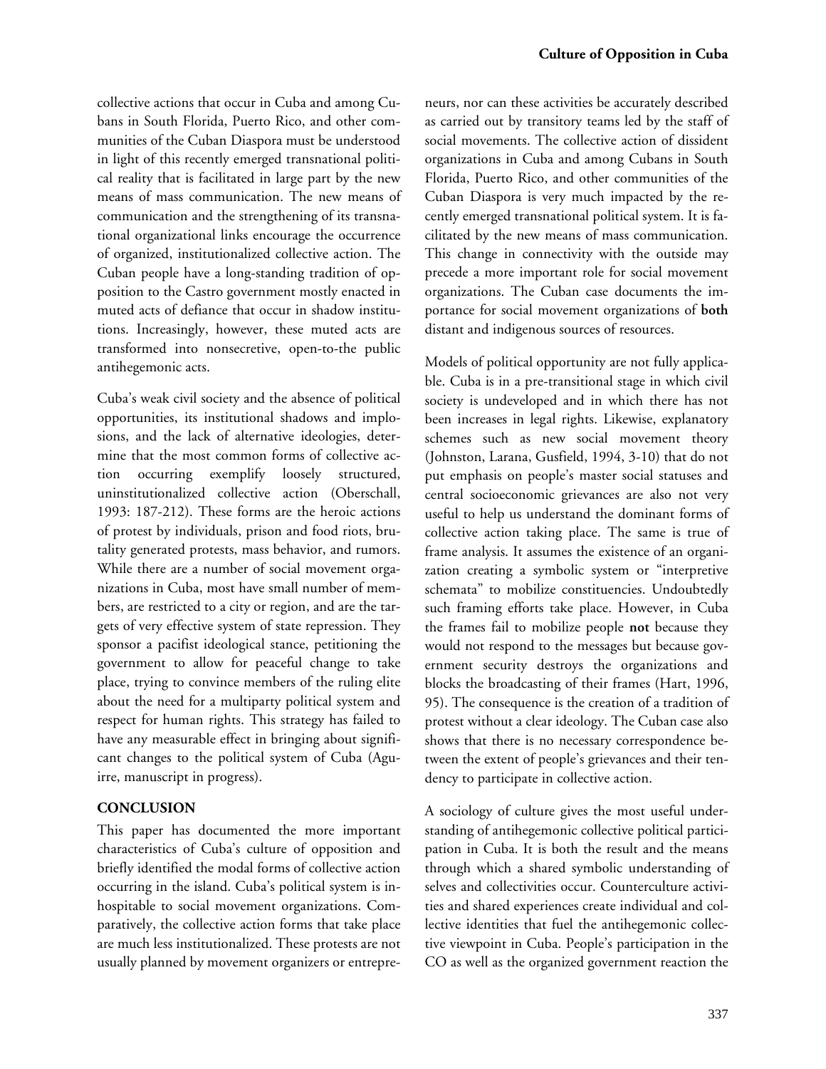collective actions that occur in Cuba and among Cubans in South Florida, Puerto Rico, and other communities of the Cuban Diaspora must be understood in light of this recently emerged transnational political reality that is facilitated in large part by the new means of mass communication. The new means of communication and the strengthening of its transnational organizational links encourage the occurrence of organized, institutionalized collective action. The Cuban people have a long-standing tradition of opposition to the Castro government mostly enacted in muted acts of defiance that occur in shadow institutions. Increasingly, however, these muted acts are transformed into nonsecretive, open-to-the public antihegemonic acts.

Cuba's weak civil society and the absence of political opportunities, its institutional shadows and implosions, and the lack of alternative ideologies, determine that the most common forms of collective action occurring exemplify loosely structured, uninstitutionalized collective action (Oberschall, 1993: 187-212). These forms are the heroic actions of protest by individuals, prison and food riots, brutality generated protests, mass behavior, and rumors. While there are a number of social movement organizations in Cuba, most have small number of members, are restricted to a city or region, and are the targets of very effective system of state repression. They sponsor a pacifist ideological stance, petitioning the government to allow for peaceful change to take place, trying to convince members of the ruling elite about the need for a multiparty political system and respect for human rights. This strategy has failed to have any measurable effect in bringing about significant changes to the political system of Cuba (Aguirre, manuscript in progress).

## CONCLUSION

This paper has documented the more important characteristics of Cuba's culture of opposition and briefly identified the modal forms of collective action occurring in the island. Cuba's political system is inhospitable to social movement organizations. Comparatively, the collective action forms that take place are much less institutionalized. These protests are not usually planned by movement organizers or entrepreneurs, nor can these activities be accurately described as carried out by transitory teams led by the staff of social movements. The collective action of dissident organizations in Cuba and among Cubans in South Florida, Puerto Rico, and other communities of the Cuban Diaspora is very much impacted by the recently emerged transnational political system. It is facilitated by the new means of mass communication. This change in connectivity with the outside may precede a more important role for social movement organizations. The Cuban case documents the importance for social movement organizations of **both** distant and indigenous sources of resources.

Models of political opportunity are not fully applicable. Cuba is in a pre-transitional stage in which civil society is undeveloped and in which there has not been increases in legal rights. Likewise, explanatory schemes such as new social movement theory (Johnston, Larana, Gusfield, 1994, 3-10) that do not put emphasis on people's master social statuses and central socioeconomic grievances are also not very useful to help us understand the dominant forms of collective action taking place. The same is true of frame analysis. It assumes the existence of an organization creating a symbolic system or "interpretive schemata" to mobilize constituencies. Undoubtedly such framing efforts take place. However, in Cuba the frames fail to mobilize people **not** because they would not respond to the messages but because government security destroys the organizations and blocks the broadcasting of their frames (Hart, 1996, 95). The consequence is the creation of a tradition of protest without a clear ideology. The Cuban case also shows that there is no necessary correspondence between the extent of people's grievances and their tendency to participate in collective action.

A sociology of culture gives the most useful understanding of antihegemonic collective political participation in Cuba. It is both the result and the means through which a shared symbolic understanding of selves and collectivities occur. Counterculture activities and shared experiences create individual and collective identities that fuel the antihegemonic collective viewpoint in Cuba. People's participation in the CO as well as the organized government reaction the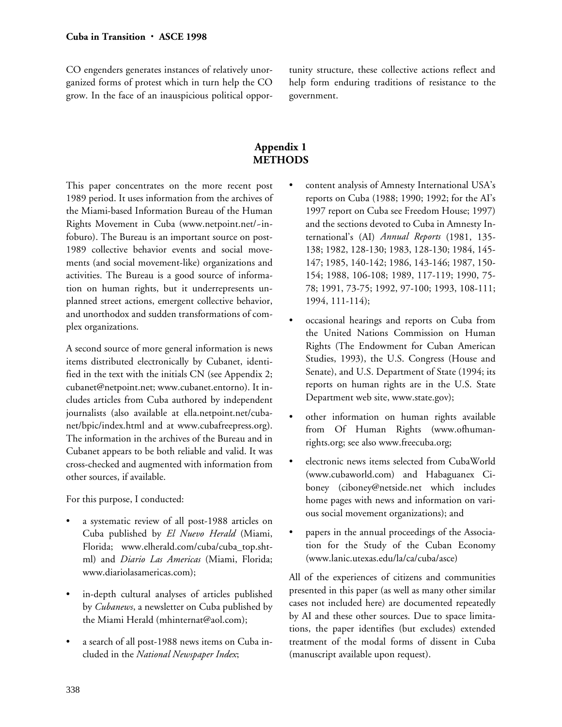CO engenders generates instances of relatively unorganized forms of protest which in turn help the CO grow. In the face of an inauspicious political opportunity structure, these collective actions reflect and help form enduring traditions of resistance to the government.

## Appendix 1
## METHODS

This paper concentrates on the more recent post 1989 period. It uses information from the archives of the Miami-based Information Bureau of the Human Rights Movement in Cuba (www.netpoint.net/~infoburo). The Bureau is an important source on post-1989 collective behavior events and social movements (and social movement-like) organizations and activities. The Bureau is a good source of information on human rights, but it underrepresents unplanned street actions, emergent collective behavior, and unorthodox and sudden transformations of complex organizations.

A second source of more general information is news items distributed electronically by Cubanet, identified in the text with the initials CN (see Appendix 2; cubanet@netpoint.net; www.cubanet.entorno). It includes articles from Cuba authored by independent journalists (also available at ella.netpoint.net/cubanet/bpic/index.html and at www.cubafreepress.org). The information in the archives of the Bureau and in Cubanet appears to be both reliable and valid. It was cross-checked and augmented with information from other sources, if available.

For this purpose, I conducted:

- a systematic review of all post-1988 articles on Cuba published by *El Nuevo Herald* (Miami, Florida; www.elherald.com/cuba/cuba_top.shtml) and *Diario Las Americas* (Miami, Florida; www.diariolasamericas.com);
- in-depth cultural analyses of articles published by *Cubanews*, a newsletter on Cuba published by the Miami Herald (mhinternat@aol.com);
- a search of all post-1988 news items on Cuba included in the *National Newspaper Index*;
- content analysis of Amnesty International USA's reports on Cuba (1988; 1990; 1992; for the AI's 1997 report on Cuba see Freedom House; 1997) and the sections devoted to Cuba in Amnesty International's (AI) *Annual Reports* (1981, 135-138; 1982, 128-130; 1983, 128-130; 1984, 145-147; 1985, 140-142; 1986, 143-146; 1987, 150-154; 1988, 106-108; 1989, 117-119; 1990, 75-78; 1991, 73-75; 1992, 97-100; 1993, 108-111; 1994, 111-114);
- occasional hearings and reports on Cuba from the United Nations Commission on Human Rights (The Endowment for Cuban American Studies, 1993), the U.S. Congress (House and Senate), and U.S. Department of State (1994; its reports on human rights are in the U.S. State Department web site, www.state.gov);
- other information on human rights available from Of Human Rights (www.ofhumanrights.org; see also www.freecuba.org;
- electronic news items selected from CubaWorld (www.cubaworld.com) and Habaguanex Ciboney (ciboney@netside.net which includes home pages with news and information on various social movement organizations); and
- papers in the annual proceedings of the Association for the Study of the Cuban Economy (www.lanic.utexas.edu/la/ca/cuba/asce)

All of the experiences of citizens and communities presented in this paper (as well as many other similar cases not included here) are documented repeatedly by AI and these other sources. Due to space limitations, the paper identifies (but excludes) extended treatment of the modal forms of dissent in Cuba (manuscript available upon request).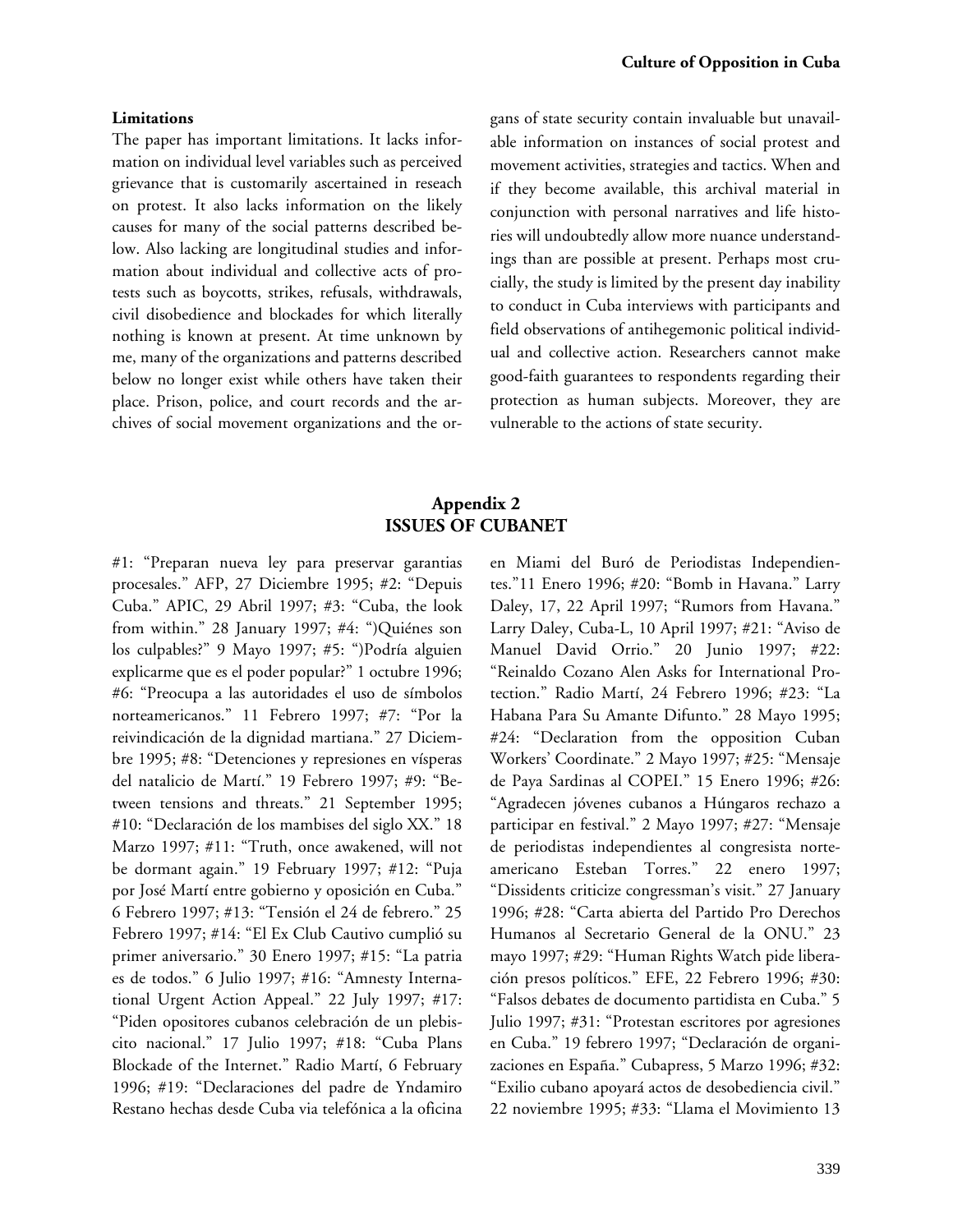**Limitations**

The paper has important limitations. It lacks information on individual level variables such as perceived grievance that is customarily ascertained in reseach on protest. It also lacks information on the likely causes for many of the social patterns described below. Also lacking are longitudinal studies and information about individual and collective acts of protests such as boycotts, strikes, refusals, withdrawals, civil disobedience and blockades for which literally nothing is known at present. At time unknown by me, many of the organizations and patterns described below no longer exist while others have taken their place. Prison, police, and court records and the archives of social movement organizations and the organs of state security contain invaluable but unavailable information on instances of social protest and movement activities, strategies and tactics. When and if they become available, this archival material in conjunction with personal narratives and life histories will undoubtedly allow more nuance understandings than are possible at present. Perhaps most crucially, the study is limited by the present day inability to conduct in Cuba interviews with participants and field observations of antihegemonic political individual and collective action. Researchers cannot make good-faith guarantees to respondents regarding their protection as human subjects. Moreover, they are vulnerable to the actions of state security.

## Appendix 2
## ISSUES OF CUBANET

#1: "Preparan nueva ley para preservar garantias procesales." AFP, 27 Diciembre 1995; #2: "Depuis Cuba." APIC, 29 Abril 1997; #3: "Cuba, the look from within." 28 January 1997; #4: ")Quiénes son los culpables?" 9 Mayo 1997; #5: ")Podría alguien explicarme que es el poder popular?" 1 octubre 1996; #6: "Preocupa a las autoridades el uso de símbolos norteamericanos." 11 Febrero 1997; #7: "Por la reivindicación de la dignidad martiana." 27 Diciembre 1995; #8: "Detenciones y represiones en vísperas del natalicio de Martí." 19 Febrero 1997; #9: "Between tensions and threats." 21 September 1995; #10: "Declaración de los mambises del siglo XX." 18 Marzo 1997; #11: "Truth, once awakened, will not be dormant again." 19 February 1997; #12: "Puja por José Martí entre gobierno y oposición en Cuba." 6 Febrero 1997; #13: "Tensión el 24 de febrero." 25 Febrero 1997; #14: "El Ex Club Cautivo cumplió su primer aniversario." 30 Enero 1997; #15: "La patria es de todos." 6 Julio 1997; #16: "Amnesty International Urgent Action Appeal." 22 July 1997; #17: "Piden opositores cubanos celebración de un plebiscito nacional." 17 Julio 1997; #18: "Cuba Plans Blockade of the Internet." Radio Martí, 6 February 1996; #19: "Declaraciones del padre de Yndamiro Restano hechas desde Cuba via telefónica a la oficina en Miami del Buró de Periodistas Independientes."11 Enero 1996; #20: "Bomb in Havana." Larry Daley, 17, 22 April 1997; "Rumors from Havana." Larry Daley, Cuba-L, 10 April 1997; #21: "Aviso de Manuel David Orrio." 20 Junio 1997; #22: "Reinaldo Cozano Alen Asks for International Protection." Radio Martí, 24 Febrero 1996; #23: "La Habana Para Su Amante Difunto." 28 Mayo 1995; #24: "Declaration from the opposition Cuban Workers' Coordinate." 2 Mayo 1997; #25: "Mensaje de Paya Sardinas al COPEI." 15 Enero 1996; #26: "Agradecen jóvenes cubanos a Húngaros rechazo a participar en festival." 2 Mayo 1997; #27: "Mensaje de periodistas independientes al congresista norteamericano Esteban Torres." 22 enero 1997; "Dissidents criticize congressman's visit." 27 January 1996; #28: "Carta abierta del Partido Pro Derechos Humanos al Secretario General de la ONU." 23 mayo 1997; #29: "Human Rights Watch pide liberación presos políticos." EFE, 22 Febrero 1996; #30: "Falsos debates de documento partidista en Cuba." 5 Julio 1997; #31: "Protestan escritores por agresiones en Cuba." 19 febrero 1997; "Declaración de organizaciones en España." Cubapress, 5 Marzo 1996; #32: "Exilio cubano apoyará actos de desobediencia civil." 22 noviembre 1995; #33: "Llama el Movimiento 13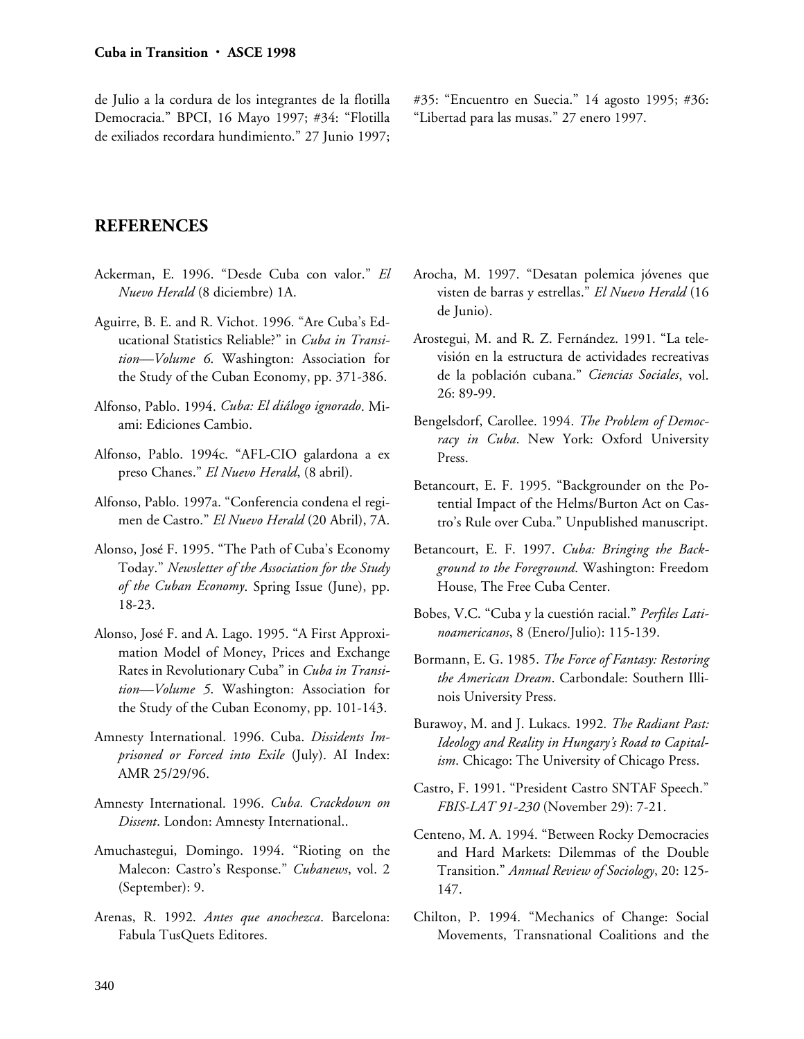de Julio a la cordura de los integrantes de la flotilla Democracia." BPCI, 16 Mayo 1997; #34: "Flotilla de exiliados recordara hundimiento." 27 Junio 1997; #35: "Encuentro en Suecia." 14 agosto 1995; #36: "Libertad para las musas." 27 enero 1997.

## REFERENCES

Ackerman, E. 1996. "Desde Cuba con valor." *El Nuevo Herald* (8 diciembre) 1A.

Aguirre, B. E. and R. Vichot. 1996. "Are Cuba's Educational Statistics Reliable?" in *Cuba in Transition—Volume 6*. Washington: Association for the Study of the Cuban Economy, pp. 371-386.

Alfonso, Pablo. 1994. *Cuba: El diálogo ignorado*. Miami: Ediciones Cambio.

Alfonso, Pablo. 1994c. "AFL-CIO galardona a ex preso Chanes." *El Nuevo Herald*, (8 abril).

Alfonso, Pablo. 1997a. "Conferencia condena el regimen de Castro." *El Nuevo Herald* (20 Abril), 7A.

Alonso, José F. 1995. "The Path of Cuba's Economy Today." *Newsletter of the Association for the Study of the Cuban Economy*. Spring Issue (June), pp. 18-23.

Alonso, José F. and A. Lago. 1995. "A First Approximation Model of Money, Prices and Exchange Rates in Revolutionary Cuba" in *Cuba in Transition—Volume 5*. Washington: Association for the Study of the Cuban Economy, pp. 101-143.

Amnesty International. 1996. Cuba. *Dissidents Imprisoned or Forced into Exile* (July). AI Index: AMR 25/29/96.

Amnesty International. 1996. *Cuba. Crackdown on Dissent*. London: Amnesty International..

Amuchastegui, Domingo. 1994. "Rioting on the Malecon: Castro's Response." *Cubanews*, vol. 2 (September): 9.

Arenas, R. 1992. *Antes que anochezca*. Barcelona: Fabula TusQuets Editores.

Arocha, M. 1997. "Desatan polemica jóvenes que visten de barras y estrellas." *El Nuevo Herald* (16 de Junio).

Arostegui, M. and R. Z. Fernández. 1991. "La televisión en la estructura de actividades recreativas de la población cubana." *Ciencias Sociales*, vol. 26: 89-99.

Bengelsdorf, Carollee. 1994. *The Problem of Democracy in Cuba*. New York: Oxford University Press.

Betancourt, E. F. 1995. "Backgrounder on the Potential Impact of the Helms/Burton Act on Castro's Rule over Cuba." Unpublished manuscript.

Betancourt, E. F. 1997. *Cuba: Bringing the Background to the Foreground*. Washington: Freedom House, The Free Cuba Center.

Bobes, V.C. "Cuba y la cuestión racial." *Perfiles Latinoamericanos*, 8 (Enero/Julio): 115-139.

Bormann, E. G. 1985. *The Force of Fantasy: Restoring the American Dream*. Carbondale: Southern Illinois University Press.

Burawoy, M. and J. Lukacs. 1992. *The Radiant Past: Ideology and Reality in Hungary's Road to Capitalism*. Chicago: The University of Chicago Press.

Castro, F. 1991. "President Castro SNTAF Speech." *FBIS-LAT 91-230* (November 29): 7-21.

Centeno, M. A. 1994. "Between Rocky Democracies and Hard Markets: Dilemmas of the Double Transition." *Annual Review of Sociology*, 20: 125-147.

Chilton, P. 1994. "Mechanics of Change: Social Movements, Transnational Coalitions and the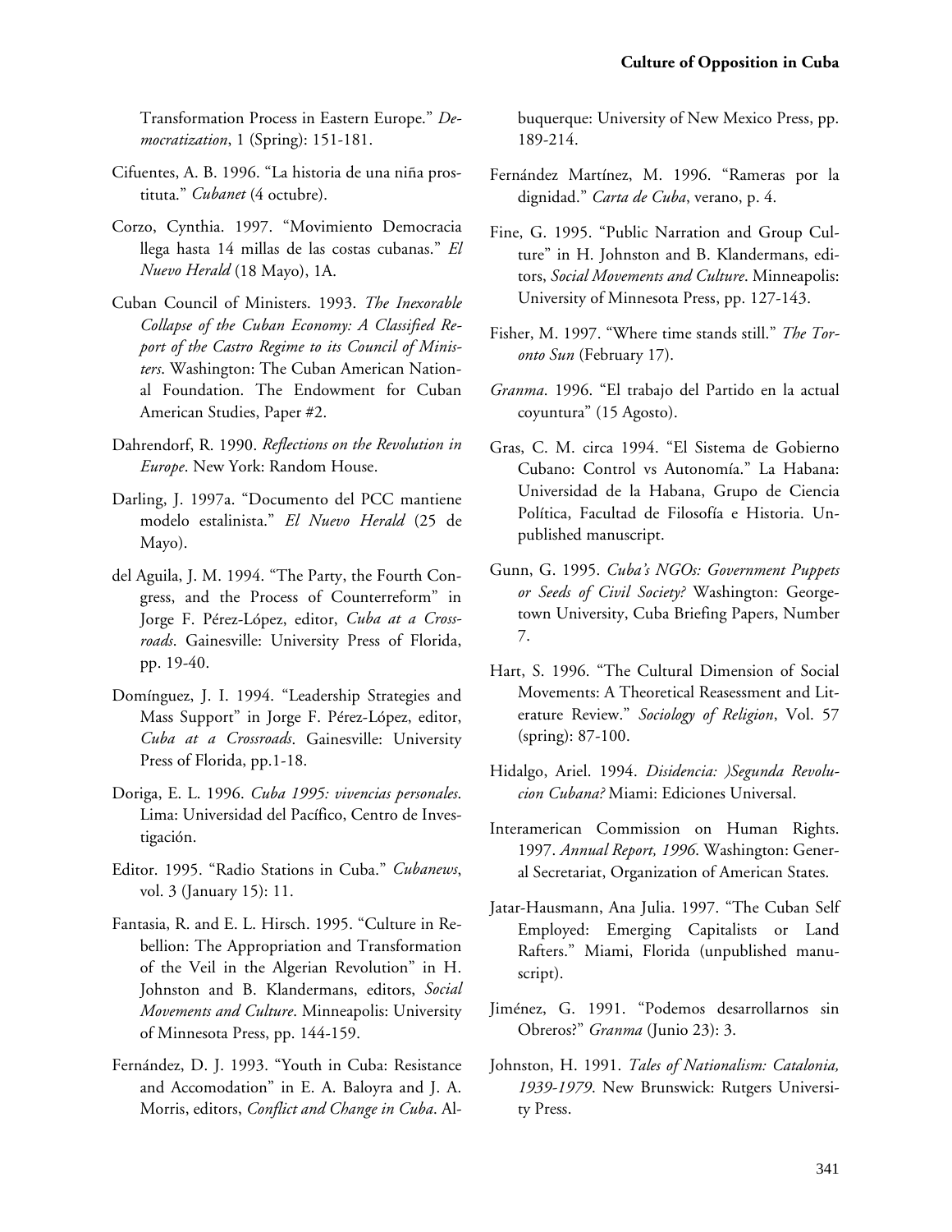Transformation Process in Eastern Europe." *Democratization*, 1 (Spring): 151-181.

Cifuentes, A. B. 1996. "La historia de una niña prostituta." *Cubanet* (4 octubre).

Corzo, Cynthia. 1997. "Movimiento Democracia llega hasta 14 millas de las costas cubanas." *El Nuevo Herald* (18 Mayo), 1A.

Cuban Council of Ministers. 1993. *The Inexorable Collapse of the Cuban Economy: A Classified Report of the Castro Regime to its Council of Ministers*. Washington: The Cuban American National Foundation. The Endowment for Cuban American Studies, Paper #2.

Dahrendorf, R. 1990. *Reflections on the Revolution in Europe*. New York: Random House.

Darling, J. 1997a. "Documento del PCC mantiene modelo estalinista." *El Nuevo Herald* (25 de Mayo).

del Aguila, J. M. 1994. "The Party, the Fourth Congress, and the Process of Counterreform" in Jorge F. Pérez-López, editor, *Cuba at a Crossroads*. Gainesville: University Press of Florida, pp. 19-40.

Domínguez, J. I. 1994. "Leadership Strategies and Mass Support" in Jorge F. Pérez-López, editor, *Cuba at a Crossroads*. Gainesville: University Press of Florida, pp.1-18.

Doriga, E. L. 1996. *Cuba 1995: vivencias personales*. Lima: Universidad del Pacífico, Centro de Investigación.

Editor. 1995. "Radio Stations in Cuba." *Cubanews*, vol. 3 (January 15): 11.

Fantasia, R. and E. L. Hirsch. 1995. "Culture in Rebellion: The Appropriation and Transformation of the Veil in the Algerian Revolution" in H. Johnston and B. Klandermans, editors, *Social Movements and Culture*. Minneapolis: University of Minnesota Press, pp. 144-159.

Fernández, D. J. 1993. "Youth in Cuba: Resistance and Accomodation" in E. A. Baloyra and J. A. Morris, editors, *Conflict and Change in Cuba*. Albuquerque: University of New Mexico Press, pp. 189-214.

Fernández Martínez, M. 1996. "Rameras por la dignidad." *Carta de Cuba*, verano, p. 4.

Fine, G. 1995. "Public Narration and Group Culture" in H. Johnston and B. Klandermans, editors, *Social Movements and Culture*. Minneapolis: University of Minnesota Press, pp. 127-143.

Fisher, M. 1997. "Where time stands still." *The Toronto Sun* (February 17).

*Granma*. 1996. "El trabajo del Partido en la actual coyuntura" (15 Agosto).

Gras, C. M. circa 1994. "El Sistema de Gobierno Cubano: Control vs Autonomía." La Habana: Universidad de la Habana, Grupo de Ciencia Política, Facultad de Filosofía e Historia. Unpublished manuscript.

Gunn, G. 1995. *Cuba's NGOs: Government Puppets or Seeds of Civil Society?* Washington: Georgetown University, Cuba Briefing Papers, Number 7.

Hart, S. 1996. "The Cultural Dimension of Social Movements: A Theoretical Reassessment and Literature Review." *Sociology of Religion*, Vol. 57 (spring): 87-100.

Hidalgo, Ariel. 1994. *Disidencia: )Segunda Revolucion Cubana?* Miami: Ediciones Universal.

Interamerican Commission on Human Rights. 1997. *Annual Report, 1996*. Washington: General Secretariat, Organization of American States.

Jatar-Hausmann, Ana Julia. 1997. "The Cuban Self Employed: Emerging Capitalists or Land Rafters." Miami, Florida (unpublished manuscript).

Jiménez, G. 1991. "Podemos desarrollarnos sin Obreros?" *Granma* (Junio 23): 3.

Johnston, H. 1991. *Tales of Nationalism: Catalonia, 1939-1979*. New Brunswick: Rutgers University Press.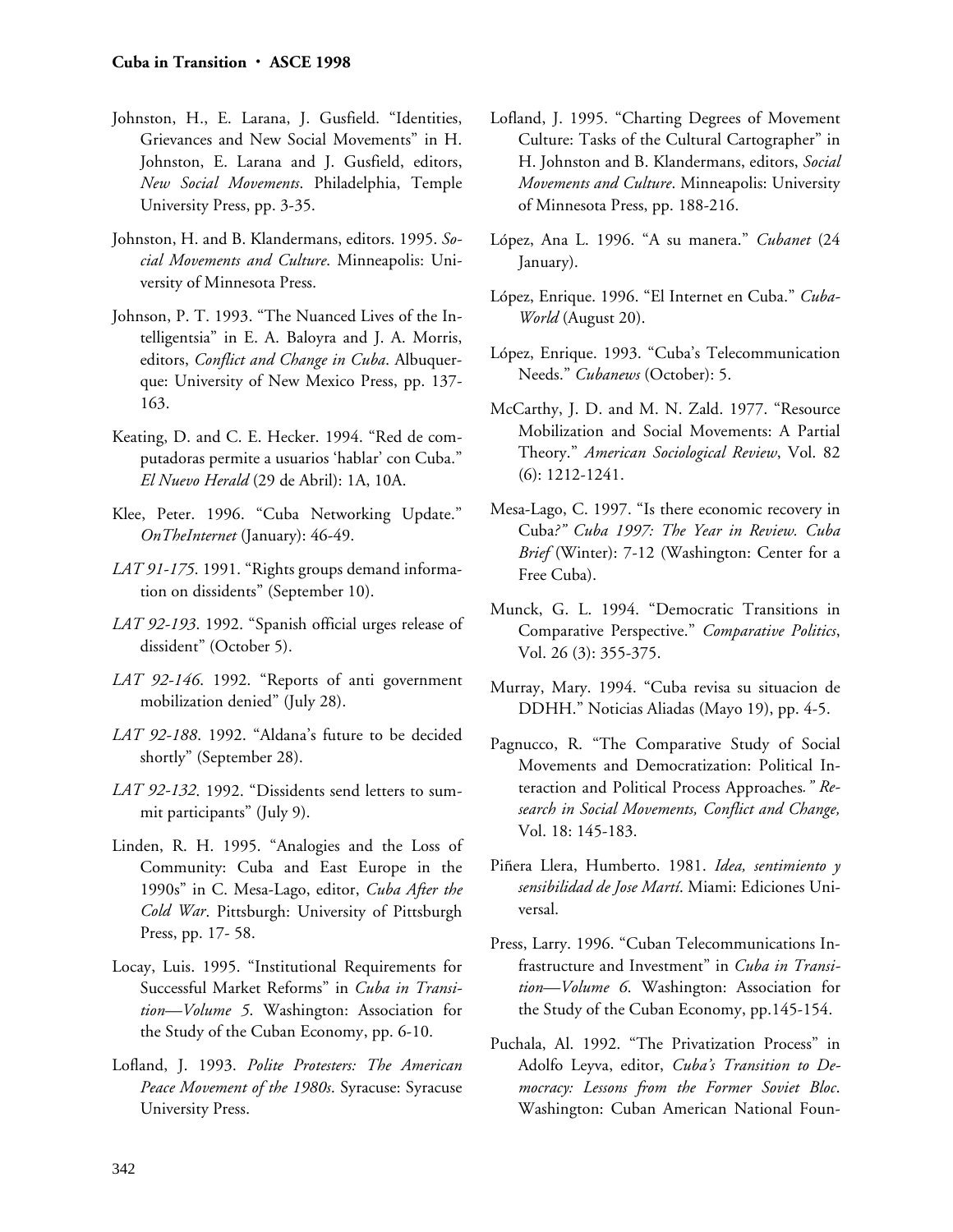Johnston, H., E. Larana, J. Gusfield. "Identities, Grievances and New Social Movements" in H. Johnston, E. Larana and J. Gusfield, editors, *New Social Movements*. Philadelphia, Temple University Press, pp. 3-35.

Johnston, H. and B. Klandermans, editors. 1995. *Social Movements and Culture*. Minneapolis: University of Minnesota Press.

Johnson, P. T. 1993. "The Nuanced Lives of the Intelligentsia" in E. A. Baloyra and J. A. Morris, editors, *Conflict and Change in Cuba*. Albuquerque: University of New Mexico Press, pp. 137-163.

Keating, D. and C. E. Hecker. 1994. "Red de computadoras permite a usuarios 'hablar' con Cuba." *El Nuevo Herald* (29 de Abril): 1A, 10A.

Klee, Peter. 1996. "Cuba Networking Update." *OnTheInternet* (January): 46-49.

*LAT 91-175*. 1991. "Rights groups demand information on dissidents" (September 10).

*LAT 92-193*. 1992. "Spanish official urges release of dissident" (October 5).

*LAT 92-146*. 1992. "Reports of anti government mobilization denied" (July 28).

*LAT 92-188*. 1992. "Aldana's future to be decided shortly" (September 28).

*LAT 92-132*. 1992. "Dissidents send letters to summit participants" (July 9).

Linden, R. H. 1995. "Analogies and the Loss of Community: Cuba and East Europe in the 1990s" in C. Mesa-Lago, editor, *Cuba After the Cold War*. Pittsburgh: University of Pittsburgh Press, pp. 17- 58.

Locay, Luis. 1995. "Institutional Requirements for Successful Market Reforms" in *Cuba in Transition—Volume 5*. Washington: Association for the Study of the Cuban Economy, pp. 6-10.

Lofland, J. 1993. *Polite Protesters: The American Peace Movement of the 1980s*. Syracuse: Syracuse University Press.

Lofland, J. 1995. "Charting Degrees of Movement Culture: Tasks of the Cultural Cartographer" in H. Johnston and B. Klandermans, editors, *Social Movements and Culture*. Minneapolis: University of Minnesota Press, pp. 188-216.

López, Ana L. 1996. "A su manera." *Cubanet* (24 January).

López, Enrique. 1996. "El Internet en Cuba." *Cuba-World* (August 20).

López, Enrique. 1993. "Cuba's Telecommunication Needs." *Cubanews* (October): 5.

McCarthy, J. D. and M. N. Zald. 1977. "Resource Mobilization and Social Movements: A Partial Theory." *American Sociological Review*, Vol. 82 (6): 1212-1241.

Mesa-Lago, C. 1997. "Is there economic recovery in Cuba?" *Cuba 1997: The Year in Review. Cuba Brief* (Winter): 7-12 (Washington: Center for a Free Cuba).

Munck, G. L. 1994. "Democratic Transitions in Comparative Perspective." *Comparative Politics*, Vol. 26 (3): 355-375.

Murray, Mary. 1994. "Cuba revisa su situacion de DDHH." Noticias Aliadas (Mayo 19), pp. 4-5.

Pagnucco, R. "The Comparative Study of Social Movements and Democratization: Political Interaction and Political Process Approaches." *Research in Social Movements, Conflict and Change,* Vol. 18: 145-183.

Piñera Llera, Humberto. 1981. *Idea, sentimiento y sensibilidad de Jose Martí*. Miami: Ediciones Universal.

Press, Larry. 1996. "Cuban Telecommunications Infrastructure and Investment" in *Cuba in Transition—Volume 6*. Washington: Association for the Study of the Cuban Economy, pp.145-154.

Puchala, Al. 1992. "The Privatization Process" in Adolfo Leyva, editor, *Cuba's Transition to Democracy: Lessons from the Former Soviet Bloc*. Washington: Cuban American National Foun-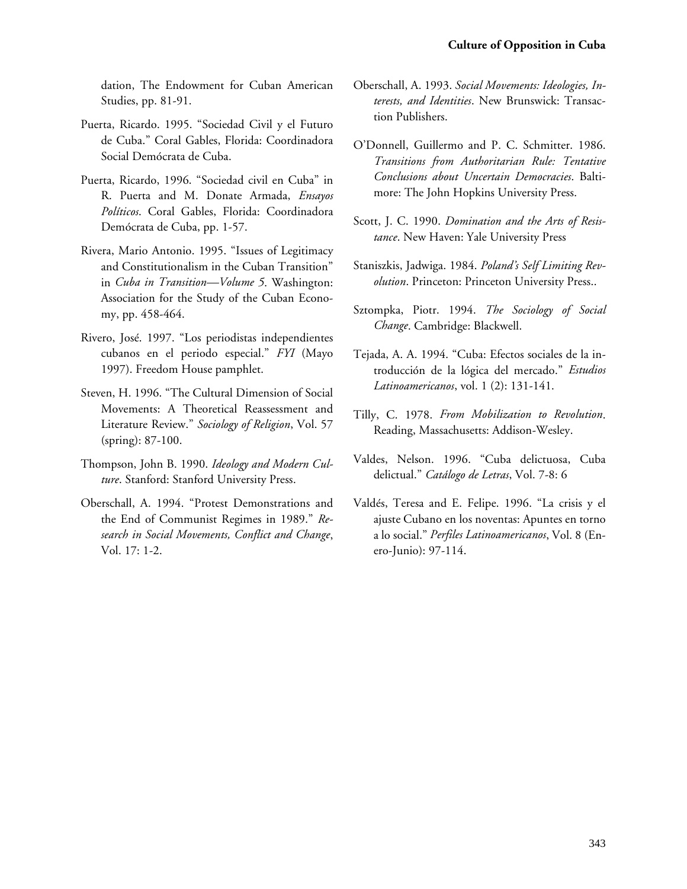dation, The Endowment for Cuban American Studies, pp. 81-91.

Puerta, Ricardo. 1995. "Sociedad Civil y el Futuro de Cuba." Coral Gables, Florida: Coordinadora Social Demócrata de Cuba.

Puerta, Ricardo, 1996. "Sociedad civil en Cuba" in R. Puerta and M. Donate Armada, *Ensayos Políticos*. Coral Gables, Florida: Coordinadora Demócrata de Cuba, pp. 1-57.

Rivera, Mario Antonio. 1995. "Issues of Legitimacy and Constitutionalism in the Cuban Transition" in *Cuba in Transition—Volume 5*. Washington: Association for the Study of the Cuban Economy, pp. 458-464.

Rivero, José. 1997. "Los periodistas independientes cubanos en el periodo especial." *FYI* (Mayo 1997). Freedom House pamphlet.

Steven, H. 1996. "The Cultural Dimension of Social Movements: A Theoretical Reassessment and Literature Review." *Sociology of Religion*, Vol. 57 (spring): 87-100.

Thompson, John B. 1990. *Ideology and Modern Culture*. Stanford: Stanford University Press.

Oberschall, A. 1994. "Protest Demonstrations and the End of Communist Regimes in 1989." *Research in Social Movements, Conflict and Change*, Vol. 17: 1-2.

Oberschall, A. 1993. *Social Movements: Ideologies, Interests, and Identities*. New Brunswick: Transaction Publishers.

O'Donnell, Guillermo and P. C. Schmitter. 1986. *Transitions from Authoritarian Rule: Tentative Conclusions about Uncertain Democracies*. Baltimore: The John Hopkins University Press.

Scott, J. C. 1990. *Domination and the Arts of Resistance*. New Haven: Yale University Press

Staniszkis, Jadwiga. 1984. *Poland's Self Limiting Revolution*. Princeton: Princeton University Press..

Sztompka, Piotr. 1994. *The Sociology of Social Change*. Cambridge: Blackwell.

Tejada, A. A. 1994. "Cuba: Efectos sociales de la introducción de la lógica del mercado." *Estudios Latinoamericanos*, vol. 1 (2): 131-141.

Tilly, C. 1978. *From Mobilization to Revolution*. Reading, Massachusetts: Addison-Wesley.

Valdes, Nelson. 1996. "Cuba delictuosa, Cuba delictual." *Catálogo de Letras*, Vol. 7-8: 6

Valdés, Teresa and E. Felipe. 1996. "La crisis y el ajuste Cubano en los noventas: Apuntes en torno a lo social." *Perfiles Latinoamericanos*, Vol. 8 (Enero-Junio): 97-114.